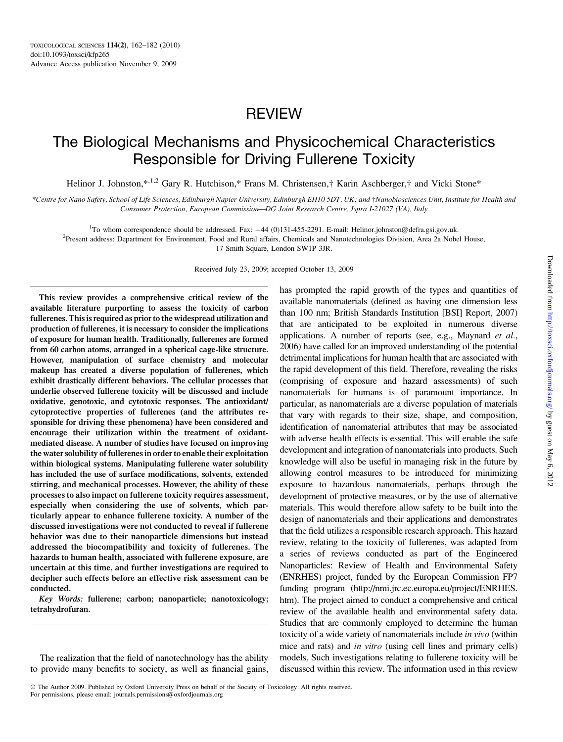# REVIEW

# The Biological Mechanisms and Physicochemical Characteristics Responsible for Driving Fullerene Toxicity

Helinor J. Johnston,*[1,2] Gary R. Hutchison,* Frans M. Christensen,† Karin Aschberger,† and Vicki Stone*

*Centre for Nano Safety, School of Life Sciences, Edinburgh Napier University, Edinburgh EH10 5DT, UK; and †Nanobiosciences Unit, Institute for Health and Consumer Protection, European Commission—DG Joint Research Centre, Ispra I-21027 (VA), Italy

[1]To whom correspondence should be addressed. Fax: +44 (0)131-455-2291. E-mail: Helinor.johnston@defra.gsi.gov.uk.
[2]Present address: Department for Environment, Food and Rural affairs, Chemicals and Nanotechnologies Division, Area 2a Nobel House, 17 Smith Square, London SW1P 3JR.

Received July 23, 2009; accepted October 13, 2009

**This review provides a comprehensive critical review of the available literature purporting to assess the toxicity of carbon fullerenes. This is required as prior to the widespread utilization and production of fullerenes, it is necessary to consider the implications of exposure for human health. Traditionally, fullerenes are formed from 60 carbon atoms, arranged in a spherical cage-like structure. However, manipulation of surface chemistry and molecular makeup has created a diverse population of fullerenes, which exhibit drastically different behaviors. The cellular processes that underlie observed fullerene toxicity will be discussed and include oxidative, genotoxic, and cytotoxic responses. The antioxidant/cytoprotective properties of fullerenes (and the attributes responsible for driving these phenomena) have been considered and encourage their utilization within the treatment of oxidant-mediated disease. A number of studies have focused on improving the water solubility of fullerenes in order to enable their exploitation within biological systems. Manipulating fullerene water solubility has included the use of surface modifications, solvents, extended stirring, and mechanical processes. However, the ability of these processes to also impact on fullerene toxicity requires assessment, especially when considering the use of solvents, which particularly appear to enhance fullerene toxicity. A number of the discussed investigations were not conducted to reveal if fullerene behavior was due to their nanoparticle dimensions but instead addressed the biocompatibility and toxicity of fullerenes. The hazards to human health, associated with fullerene exposure, are uncertain at this time, and further investigations are required to decipher such effects before an effective risk assessment can be conducted.**

***Key Words:*** **fullerene; carbon; nanoparticle; nanotoxicology; tetrahydrofuran.**

The realization that the field of nanotechnology has the ability to provide many benefits to society, as well as financial gains, has prompted the rapid growth of the types and quantities of available nanomaterials (defined as having one dimension less than 100 nm; British Standards Institution [BSI] Report, 2007) that are anticipated to be exploited in numerous diverse applications. A number of reports (see, e.g., Maynard *et al.*, 2006) have called for an improved understanding of the potential detrimental implications for human health that are associated with the rapid development of this field. Therefore, revealing the risks (comprising of exposure and hazard assessments) of such nanomaterials for humans is of paramount importance. In particular, as nanomaterials are a diverse population of materials that vary with regards to their size, shape, and composition, identification of nanomaterial attributes that may be associated with adverse health effects is essential. This will enable the safe development and integration of nanomaterials into products. Such knowledge will also be useful in managing risk in the future by allowing control measures to be introduced for minimizing exposure to hazardous nanomaterials, perhaps through the development of protective measures, or by the use of alternative materials. This would therefore allow safety to be built into the design of nanomaterials and their applications and demonstrates that the field utilizes a responsible research approach. This hazard review, relating to the toxicity of fullerenes, was adapted from a series of reviews conducted as part of the Engineered Nanoparticles: Review of Health and Environmental Safety (ENRHES) project, funded by the European Commission FP7 funding program (http://nmi.jrc.ec.europa.eu/project/ENRHES.htm). The project aimed to conduct a comprehensive and critical review of the available health and environmental safety data. Studies that are commonly employed to determine the human toxicity of a wide variety of nanomaterials include *in vivo* (within mice and rats) and *in vitro* (using cell lines and primary cells) models. Such investigations relating to fullerene toxicity will be discussed within this review. The information used in this review

© The Author 2009. Published by Oxford University Press on behalf of the Society of Toxicology. All rights reserved.
For permissions, please email: journals.permissions@oxfordjournals.org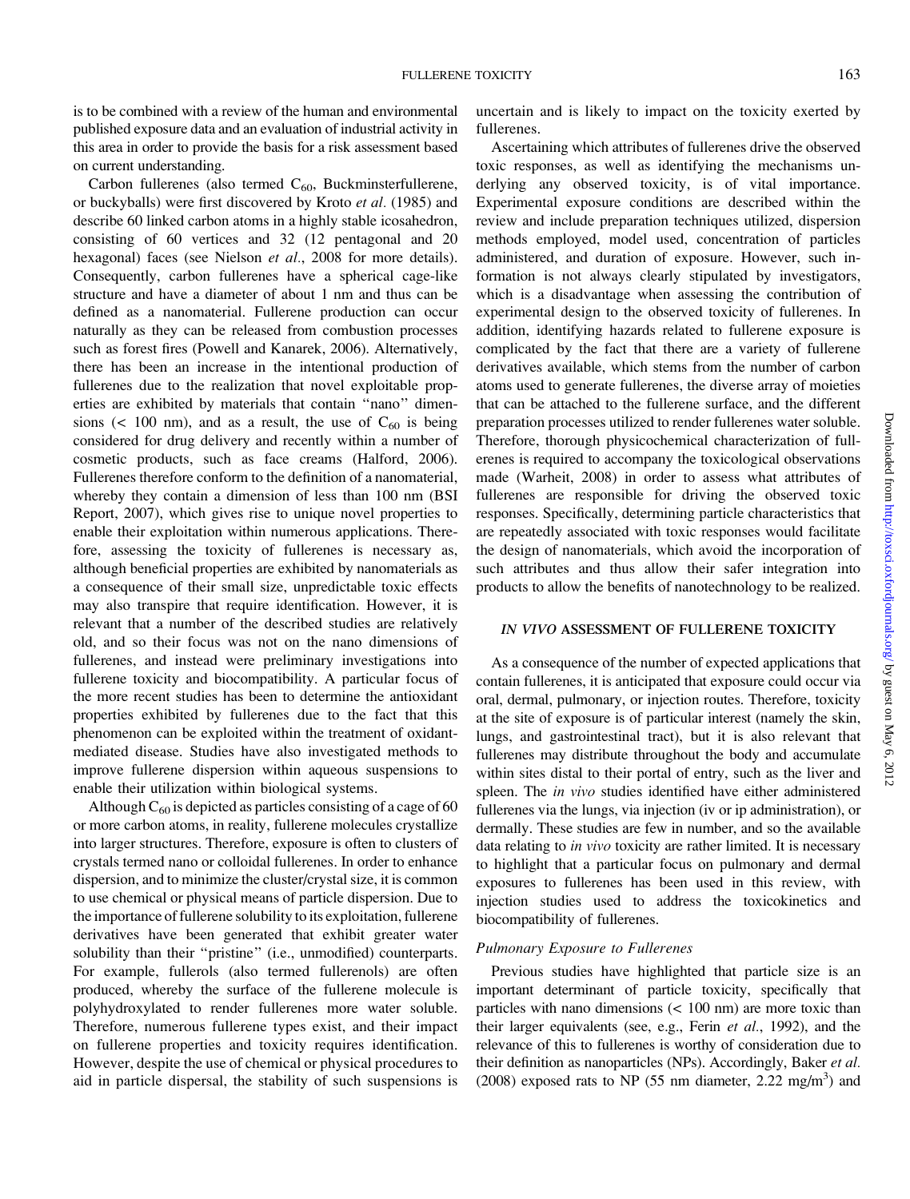is to be combined with a review of the human and environmental published exposure data and an evaluation of industrial activity in this area in order to provide the basis for a risk assessment based on current understanding.

Carbon fullerenes (also termed $C_{60}$, Buckminsterfullerene, or buckyballs) were first discovered by Kroto *et al.* (1985) and describe 60 linked carbon atoms in a highly stable icosahedron, consisting of 60 vertices and 32 (12 pentagonal and 20 hexagonal) faces (see Nielson *et al.*, 2008 for more details). Consequently, carbon fullerenes have a spherical cage-like structure and have a diameter of about 1 nm and thus can be defined as a nanomaterial. Fullerene production can occur naturally as they can be released from combustion processes such as forest fires (Powell and Kanarek, 2006). Alternatively, there has been an increase in the intentional production of fullerenes due to the realization that novel exploitable properties are exhibited by materials that contain "nano" dimensions (< 100 nm), and as a result, the use of $C_{60}$ is being considered for drug delivery and recently within a number of cosmetic products, such as face creams (Halford, 2006). Fullerenes therefore conform to the definition of a nanomaterial, whereby they contain a dimension of less than 100 nm (BSI Report, 2007), which gives rise to unique novel properties to enable their exploitation within numerous applications. Therefore, assessing the toxicity of fullerenes is necessary as, although beneficial properties are exhibited by nanomaterials as a consequence of their small size, unpredictable toxic effects may also transpire that require identification. However, it is relevant that a number of the described studies are relatively old, and so their focus was not on the nano dimensions of fullerenes, and instead were preliminary investigations into fullerene toxicity and biocompatibility. A particular focus of the more recent studies has been to determine the antioxidant properties exhibited by fullerenes due to the fact that this phenomenon can be exploited within the treatment of oxidant-mediated disease. Studies have also investigated methods to improve fullerene dispersion within aqueous suspensions to enable their utilization within biological systems.

Although $C_{60}$ is depicted as particles consisting of a cage of 60 or more carbon atoms, in reality, fullerene molecules crystallize into larger structures. Therefore, exposure is often to clusters of crystals termed nano or colloidal fullerenes. In order to enhance dispersion, and to minimize the cluster/crystal size, it is common to use chemical or physical means of particle dispersion. Due to the importance of fullerene solubility to its exploitation, fullerene derivatives have been generated that exhibit greater water solubility than their "pristine" (i.e., unmodified) counterparts. For example, fullerols (also termed fullerenols) are often produced, whereby the surface of the fullerene molecule is polyhydroxylated to render fullerenes more water soluble. Therefore, numerous fullerene types exist, and their impact on fullerene properties and toxicity requires identification. However, despite the use of chemical or physical procedures to aid in particle dispersal, the stability of such suspensions is uncertain and is likely to impact on the toxicity exerted by fullerenes.

Ascertaining which attributes of fullerenes drive the observed toxic responses, as well as identifying the mechanisms underlying any observed toxicity, is of vital importance. Experimental exposure conditions are described within the review and include preparation techniques utilized, dispersion methods employed, model used, concentration of particles administered, and duration of exposure. However, such information is not always clearly stipulated by investigators, which is a disadvantage when assessing the contribution of experimental design to the observed toxicity of fullerenes. In addition, identifying hazards related to fullerene exposure is complicated by the fact that there are a variety of fullerene derivatives available, which stems from the number of carbon atoms used to generate fullerenes, the diverse array of moieties that can be attached to the fullerene surface, and the different preparation processes utilized to render fullerenes water soluble. Therefore, thorough physicochemical characterization of fullerenes is required to accompany the toxicological observations made (Warheit, 2008) in order to assess what attributes of fullerenes are responsible for driving the observed toxic responses. Specifically, determining particle characteristics that are repeatedly associated with toxic responses would facilitate the design of nanomaterials, which avoid the incorporation of such attributes and thus allow their safer integration into products to allow the benefits of nanotechnology to be realized.

## *IN VIVO* ASSESSMENT OF FULLERENE TOXICITY

As a consequence of the number of expected applications that contain fullerenes, it is anticipated that exposure could occur via oral, dermal, pulmonary, or injection routes. Therefore, toxicity at the site of exposure is of particular interest (namely the skin, lungs, and gastrointestinal tract), but it is also relevant that fullerenes may distribute throughout the body and accumulate within sites distal to their portal of entry, such as the liver and spleen. The *in vivo* studies identified have either administered fullerenes via the lungs, via injection (iv or ip administration), or dermally. These studies are few in number, and so the available data relating to *in vivo* toxicity are rather limited. It is necessary to highlight that a particular focus on pulmonary and dermal exposures to fullerenes has been used in this review, with injection studies used to address the toxicokinetics and biocompatibility of fullerenes.

### *Pulmonary Exposure to Fullerenes*

Previous studies have highlighted that particle size is an important determinant of particle toxicity, specifically that particles with nano dimensions (< 100 nm) are more toxic than their larger equivalents (see, e.g., Ferin *et al.*, 1992), and the relevance of this to fullerenes is worthy of consideration due to their definition as nanoparticles (NPs). Accordingly, Baker *et al.* (2008) exposed rats to NP (55 nm diameter, 2.22 mg/m$^3$) and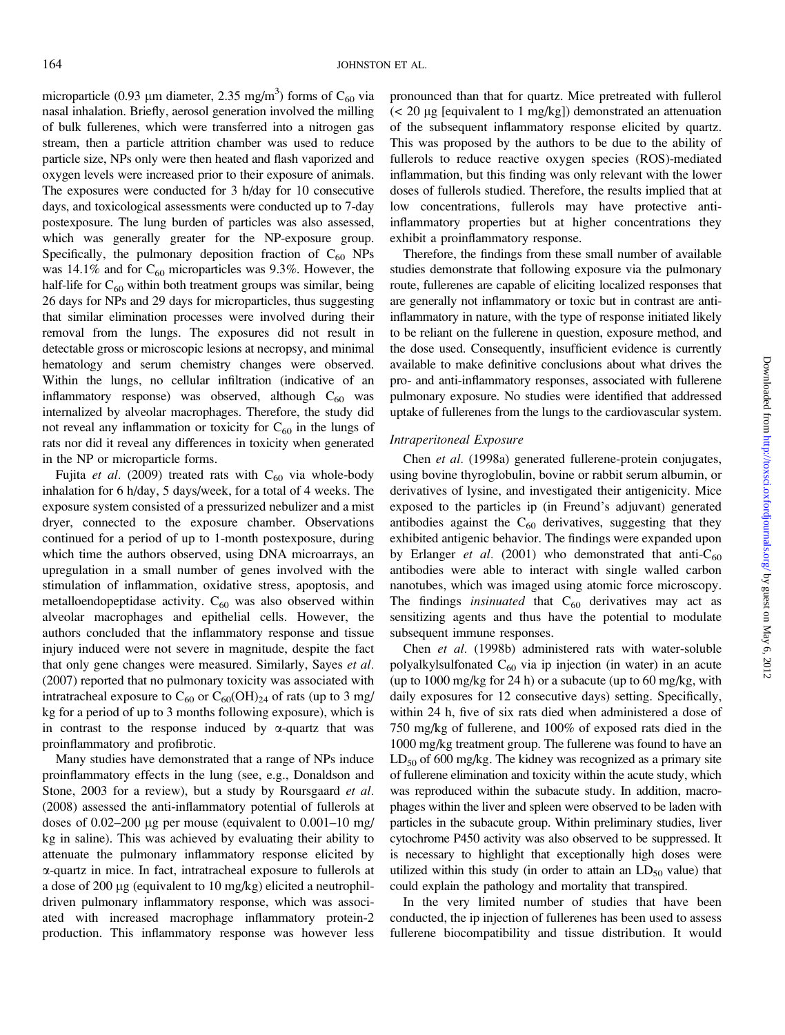microparticle (0.93 μm diameter, 2.35 mg/m$^3$) forms of $C_{60}$ via nasal inhalation. Briefly, aerosol generation involved the milling of bulk fullerenes, which were transferred into a nitrogen gas stream, then a particle attrition chamber was used to reduce particle size, NPs only were then heated and flash vaporized and oxygen levels were increased prior to their exposure of animals. The exposures were conducted for 3 h/day for 10 consecutive days, and toxicological assessments were conducted up to 7-day postexposure. The lung burden of particles was also assessed, which was generally greater for the NP-exposure group. Specifically, the pulmonary deposition fraction of $C_{60}$ NPs was 14.1% and for $C_{60}$ microparticles was 9.3%. However, the half-life for $C_{60}$ within both treatment groups was similar, being 26 days for NPs and 29 days for microparticles, thus suggesting that similar elimination processes were involved during their removal from the lungs. The exposures did not result in detectable gross or microscopic lesions at necropsy, and minimal hematology and serum chemistry changes were observed. Within the lungs, no cellular infiltration (indicative of an inflammatory response) was observed, although $C_{60}$ was internalized by alveolar macrophages. Therefore, the study did not reveal any inflammation or toxicity for $C_{60}$ in the lungs of rats nor did it reveal any differences in toxicity when generated in the NP or microparticle forms.

Fujita *et al.* (2009) treated rats with $C_{60}$ via whole-body inhalation for 6 h/day, 5 days/week, for a total of 4 weeks. The exposure system consisted of a pressurized nebulizer and a mist dryer, connected to the exposure chamber. Observations continued for a period of up to 1-month postexposure, during which time the authors observed, using DNA microarrays, an upregulation in a small number of genes involved with the stimulation of inflammation, oxidative stress, apoptosis, and metalloendopeptidase activity. $C_{60}$ was also observed within alveolar macrophages and epithelial cells. However, the authors concluded that the inflammatory response and tissue injury induced were not severe in magnitude, despite the fact that only gene changes were measured. Similarly, Sayes *et al.* (2007) reported that no pulmonary toxicity was associated with intratracheal exposure to $C_{60}$ or $C_{60}(OH)_{24}$ of rats (up to 3 mg/kg for a period of up to 3 months following exposure), which is in contrast to the response induced by α-quartz that was proinflammatory and profibrotic.

Many studies have demonstrated that a range of NPs induce proinflammatory effects in the lung (see, e.g., Donaldson and Stone, 2003 for a review), but a study by Roursgaard *et al.* (2008) assessed the anti-inflammatory potential of fullerols at doses of 0.02–200 μg per mouse (equivalent to 0.001–10 mg/kg in saline). This was achieved by evaluating their ability to attenuate the pulmonary inflammatory response elicited by α-quartz in mice. In fact, intratracheal exposure to fullerols at a dose of 200 μg (equivalent to 10 mg/kg) elicited a neutrophil-driven pulmonary inflammatory response, which was associated with increased macrophage inflammatory protein-2 production. This inflammatory response was however less pronounced than that for quartz. Mice pretreated with fullerol (< 20 μg [equivalent to 1 mg/kg]) demonstrated an attenuation of the subsequent inflammatory response elicited by quartz. This was proposed by the authors to be due to the ability of fullerols to reduce reactive oxygen species (ROS)-mediated inflammation, but this finding was only relevant with the lower doses of fullerols studied. Therefore, the results implied that at low concentrations, fullerols may have protective anti-inflammatory properties but at higher concentrations they exhibit a proinflammatory response.

Therefore, the findings from these small number of available studies demonstrate that following exposure via the pulmonary route, fullerenes are capable of eliciting localized responses that are generally not inflammatory or toxic but in contrast are anti-inflammatory in nature, with the type of response initiated likely to be reliant on the fullerene in question, exposure method, and the dose used. Consequently, insufficient evidence is currently available to make definitive conclusions about what drives the pro- and anti-inflammatory responses, associated with fullerene pulmonary exposure. No studies were identified that addressed uptake of fullerenes from the lungs to the cardiovascular system.

### Intraperitoneal Exposure

Chen *et al.* (1998a) generated fullerene-protein conjugates, using bovine thyroglobulin, bovine or rabbit serum albumin, or derivatives of lysine, and investigated their antigenicity. Mice exposed to the particles ip (in Freund's adjuvant) generated antibodies against the $C_{60}$ derivatives, suggesting that they exhibited antigenic behavior. The findings were expanded upon by Erlanger *et al.* (2001) who demonstrated that anti-$C_{60}$ antibodies were able to interact with single walled carbon nanotubes, which was imaged using atomic force microscopy. The findings *insinuated* that $C_{60}$ derivatives may act as sensitizing agents and thus have the potential to modulate subsequent immune responses.

Chen *et al.* (1998b) administered rats with water-soluble polyalkylsulfonated $C_{60}$ via ip injection (in water) in an acute (up to 1000 mg/kg for 24 h) or a subacute (up to 60 mg/kg, with daily exposures for 12 consecutive days) setting. Specifically, within 24 h, five of six rats died when administered a dose of 750 mg/kg of fullerene, and 100% of exposed rats died in the 1000 mg/kg treatment group. The fullerene was found to have an $LD_{50}$ of 600 mg/kg. The kidney was recognized as a primary site of fullerene elimination and toxicity within the acute study, which was reproduced within the subacute study. In addition, macrophages within the liver and spleen were observed to be laden with particles in the subacute group. Within preliminary studies, liver cytochrome P450 activity was also observed to be suppressed. It is necessary to highlight that exceptionally high doses were utilized within this study (in order to attain an $LD_{50}$ value) that could explain the pathology and mortality that transpired.

In the very limited number of studies that have been conducted, the ip injection of fullerenes has been used to assess fullerene biocompatibility and tissue distribution. It would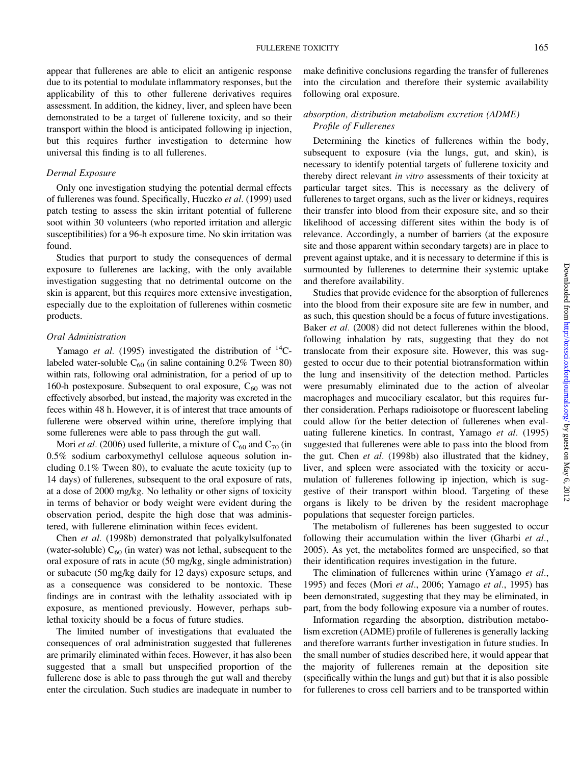appear that fullerenes are able to elicit an antigenic response due to its potential to modulate inflammatory responses, but the applicability of this to other fullerene derivatives requires assessment. In addition, the kidney, liver, and spleen have been demonstrated to be a target of fullerene toxicity, and so their transport within the blood is anticipated following ip injection, but this requires further investigation to determine how universal this finding is to all fullerenes.

### *Dermal Exposure*

Only one investigation studying the potential dermal effects of fullerenes was found. Specifically, Huczko *et al.* (1999) used patch testing to assess the skin irritant potential of fullerene soot within 30 volunteers (who reported irritation and allergic susceptibilities) for a 96-h exposure time. No skin irritation was found.

Studies that purport to study the consequences of dermal exposure to fullerenes are lacking, with the only available investigation suggesting that no detrimental outcome on the skin is apparent, but this requires more extensive investigation, especially due to the exploitation of fullerenes within cosmetic products.

### *Oral Administration*

Yamago *et al.* (1995) investigated the distribution of $^{14}C$-labeled water-soluble $C_{60}$ (in saline containing 0.2% Tween 80) within rats, following oral administration, for a period of up to 160-h postexposure. Subsequent to oral exposure, $C_{60}$ was not effectively absorbed, but instead, the majority was excreted in the feces within 48 h. However, it is of interest that trace amounts of fullerene were observed within urine, therefore implying that some fullerenes were able to pass through the gut wall.

Mori *et al.* (2006) used fullerite, a mixture of $C_{60}$ and $C_{70}$ (in 0.5% sodium carboxymethyl cellulose aqueous solution including 0.1% Tween 80), to evaluate the acute toxicity (up to 14 days) of fullerenes, subsequent to the oral exposure of rats, at a dose of 2000 mg/kg. No lethality or other signs of toxicity in terms of behavior or body weight were evident during the observation period, despite the high dose that was administered, with fullerene elimination within feces evident.

Chen *et al.* (1998b) demonstrated that polyalkylsulfonated (water-soluble) $C_{60}$ (in water) was not lethal, subsequent to the oral exposure of rats in acute (50 mg/kg, single administration) or subacute (50 mg/kg daily for 12 days) exposure setups, and as a consequence was considered to be nontoxic. These findings are in contrast with the lethality associated with ip exposure, as mentioned previously. However, perhaps sublethal toxicity should be a focus of future studies.

The limited number of investigations that evaluated the consequences of oral administration suggested that fullerenes are primarily eliminated within feces. However, it has also been suggested that a small but unspecified proportion of the fullerene dose is able to pass through the gut wall and thereby enter the circulation. Such studies are inadequate in number to make definitive conclusions regarding the transfer of fullerenes into the circulation and therefore their systemic availability following oral exposure.

### *absorption, distribution metabolism excretion (ADME) Profile of Fullerenes*

Determining the kinetics of fullerenes within the body, subsequent to exposure (via the lungs, gut, and skin), is necessary to identify potential targets of fullerene toxicity and thereby direct relevant *in vitro* assessments of their toxicity at particular target sites. This is necessary as the delivery of fullerenes to target organs, such as the liver or kidneys, requires their transfer into blood from their exposure site, and so their likelihood of accessing different sites within the body is of relevance. Accordingly, a number of barriers (at the exposure site and those apparent within secondary targets) are in place to prevent against uptake, and it is necessary to determine if this is surmounted by fullerenes to determine their systemic uptake and therefore availability.

Studies that provide evidence for the absorption of fullerenes into the blood from their exposure site are few in number, and as such, this question should be a focus of future investigations. Baker *et al.* (2008) did not detect fullerenes within the blood, following inhalation by rats, suggesting that they do not translocate from their exposure site. However, this was suggested to occur due to their potential biotransformation within the lung and insensitivity of the detection method. Particles were presumably eliminated due to the action of alveolar macrophages and mucociliary escalator, but this requires further consideration. Perhaps radioisotope or fluorescent labeling could allow for the better detection of fullerenes when evaluating fullerene kinetics. In contrast, Yamago *et al.* (1995) suggested that fullerenes were able to pass into the blood from the gut. Chen *et al.* (1998b) also illustrated that the kidney, liver, and spleen were associated with the toxicity or accumulation of fullerenes following ip injection, which is suggestive of their transport within blood. Targeting of these organs is likely to be driven by the resident macrophage populations that sequester foreign particles.

The metabolism of fullerenes has been suggested to occur following their accumulation within the liver (Gharbi *et al.*, 2005). As yet, the metabolites formed are unspecified, so that their identification requires investigation in the future.

The elimination of fullerenes within urine (Yamago *et al.*, 1995) and feces (Mori *et al.*, 2006; Yamago *et al.*, 1995) has been demonstrated, suggesting that they may be eliminated, in part, from the body following exposure via a number of routes.

Information regarding the absorption, distribution metabolism excretion (ADME) profile of fullerenes is generally lacking and therefore warrants further investigation in future studies. In the small number of studies described here, it would appear that the majority of fullerenes remain at the deposition site (specifically within the lungs and gut) but that it is also possible for fullerenes to cross cell barriers and to be transported within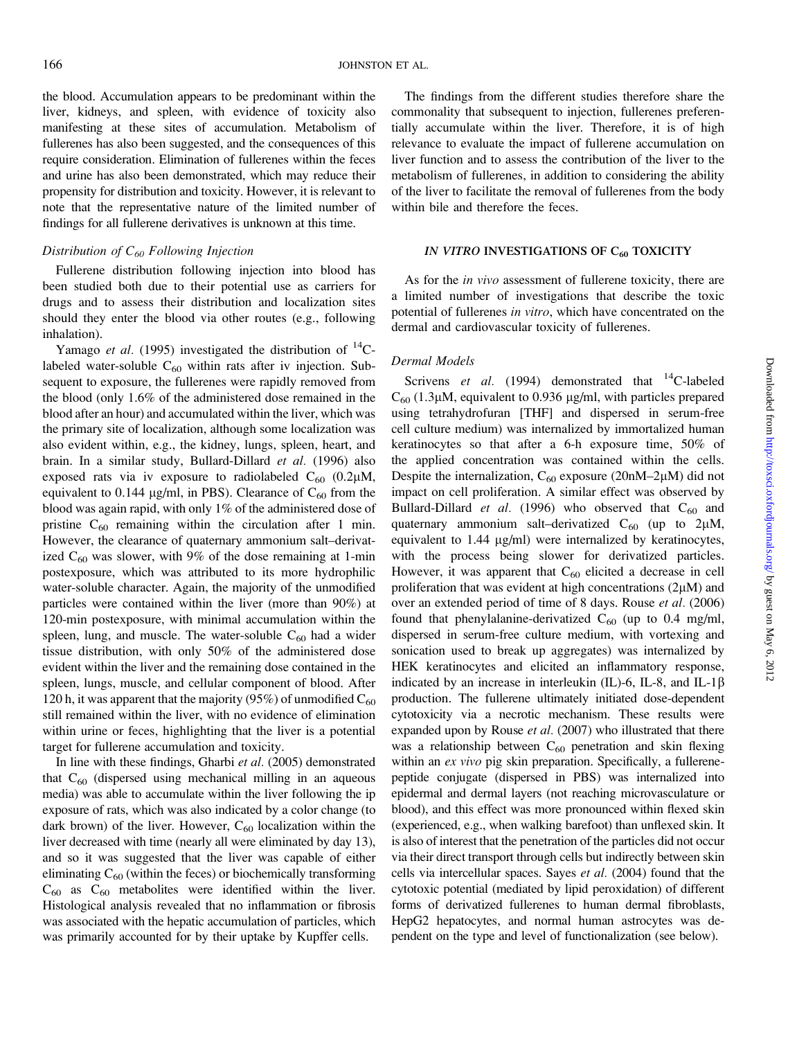the blood. Accumulation appears to be predominant within the liver, kidneys, and spleen, with evidence of toxicity also manifesting at these sites of accumulation. Metabolism of fullerenes has also been suggested, and the consequences of this require consideration. Elimination of fullerenes within the feces and urine has also been demonstrated, which may reduce their propensity for distribution and toxicity. However, it is relevant to note that the representative nature of the limited number of findings for all fullerene derivatives is unknown at this time.

### *Distribution of $C_{60}$ Following Injection*

Fullerene distribution following injection into blood has been studied both due to their potential use as carriers for drugs and to assess their distribution and localization sites should they enter the blood via other routes (e.g., following inhalation).

Yamago *et al.* (1995) investigated the distribution of $^{14}$C-labeled water-soluble $C_{60}$ within rats after iv injection. Subsequent to exposure, the fullerenes were rapidly removed from the blood (only 1.6% of the administered dose remained in the blood after an hour) and accumulated within the liver, which was the primary site of localization, although some localization was also evident within, e.g., the kidney, lungs, spleen, heart, and brain. In a similar study, Bullard-Dillard *et al.* (1996) also exposed rats via iv exposure to radiolabeled $C_{60}$ (0.2μM, equivalent to 0.144 μg/ml, in PBS). Clearance of $C_{60}$ from the blood was again rapid, with only 1% of the administered dose of pristine $C_{60}$ remaining within the circulation after 1 min. However, the clearance of quaternary ammonium salt–derivatized $C_{60}$ was slower, with 9% of the dose remaining at 1-min postexposure, which was attributed to its more hydrophilic water-soluble character. Again, the majority of the unmodified particles were contained within the liver (more than 90%) at 120-min postexposure, with minimal accumulation within the spleen, lung, and muscle. The water-soluble $C_{60}$ had a wider tissue distribution, with only 50% of the administered dose evident within the liver and the remaining dose contained in the spleen, lungs, muscle, and cellular component of blood. After 120 h, it was apparent that the majority (95%) of unmodified $C_{60}$ still remained within the liver, with no evidence of elimination within urine or feces, highlighting that the liver is a potential target for fullerene accumulation and toxicity.

In line with these findings, Gharbi *et al.* (2005) demonstrated that $C_{60}$ (dispersed using mechanical milling in an aqueous media) was able to accumulate within the liver following the ip exposure of rats, which was also indicated by a color change (to dark brown) of the liver. However, $C_{60}$ localization within the liver decreased with time (nearly all were eliminated by day 13), and so it was suggested that the liver was capable of either eliminating $C_{60}$ (within the feces) or biochemically transforming $C_{60}$ as $C_{60}$ metabolites were identified within the liver. Histological analysis revealed that no inflammation or fibrosis was associated with the hepatic accumulation of particles, which was primarily accounted for by their uptake by Kupffer cells.

The findings from the different studies therefore share the commonality that subsequent to injection, fullerenes preferentially accumulate within the liver. Therefore, it is of high relevance to evaluate the impact of fullerene accumulation on liver function and to assess the contribution of the liver to the metabolism of fullerenes, in addition to considering the ability of the liver to facilitate the removal of fullerenes from the body within bile and therefore the feces.

## *IN VITRO* INVESTIGATIONS OF $C_{60}$ TOXICITY

As for the *in vivo* assessment of fullerene toxicity, there are a limited number of investigations that describe the toxic potential of fullerenes *in vitro*, which have concentrated on the dermal and cardiovascular toxicity of fullerenes.

### *Dermal Models*

Scrivens *et al.* (1994) demonstrated that $^{14}$C-labeled $C_{60}$ (1.3μM, equivalent to 0.936 μg/ml, with particles prepared using tetrahydrofuran [THF] and dispersed in serum-free cell culture medium) was internalized by immortalized human keratinocytes so that after a 6-h exposure time, 50% of the applied concentration was contained within the cells. Despite the internalization, $C_{60}$ exposure (20nM–2μM) did not impact on cell proliferation. A similar effect was observed by Bullard-Dillard *et al.* (1996) who observed that $C_{60}$ and quaternary ammonium salt–derivatized $C_{60}$ (up to 2μM, equivalent to 1.44 μg/ml) were internalized by keratinocytes, with the process being slower for derivatized particles. However, it was apparent that $C_{60}$ elicited a decrease in cell proliferation that was evident at high concentrations (2μM) and over an extended period of time of 8 days. Rouse *et al.* (2006) found that phenylalanine-derivatized $C_{60}$ (up to 0.4 mg/ml, dispersed in serum-free culture medium, with vortexing and sonication used to break up aggregates) was internalized by HEK keratinocytes and elicited an inflammatory response, indicated by an increase in interleukin (IL)-6, IL-8, and IL-1β production. The fullerene ultimately initiated dose-dependent cytotoxicity via a necrotic mechanism. These results were expanded upon by Rouse *et al.* (2007) who illustrated that there was a relationship between $C_{60}$ penetration and skin flexing within an *ex vivo* pig skin preparation. Specifically, a fullerene-peptide conjugate (dispersed in PBS) was internalized into epidermal and dermal layers (not reaching microvasculature or blood), and this effect was more pronounced within flexed skin (experienced, e.g., when walking barefoot) than unflexed skin. It is also of interest that the penetration of the particles did not occur via their direct transport through cells but indirectly between skin cells via intercellular spaces. Sayes *et al.* (2004) found that the cytotoxic potential (mediated by lipid peroxidation) of different forms of derivatized fullerenes to human dermal fibroblasts, HepG2 hepatocytes, and normal human astrocytes was dependent on the type and level of functionalization (see below).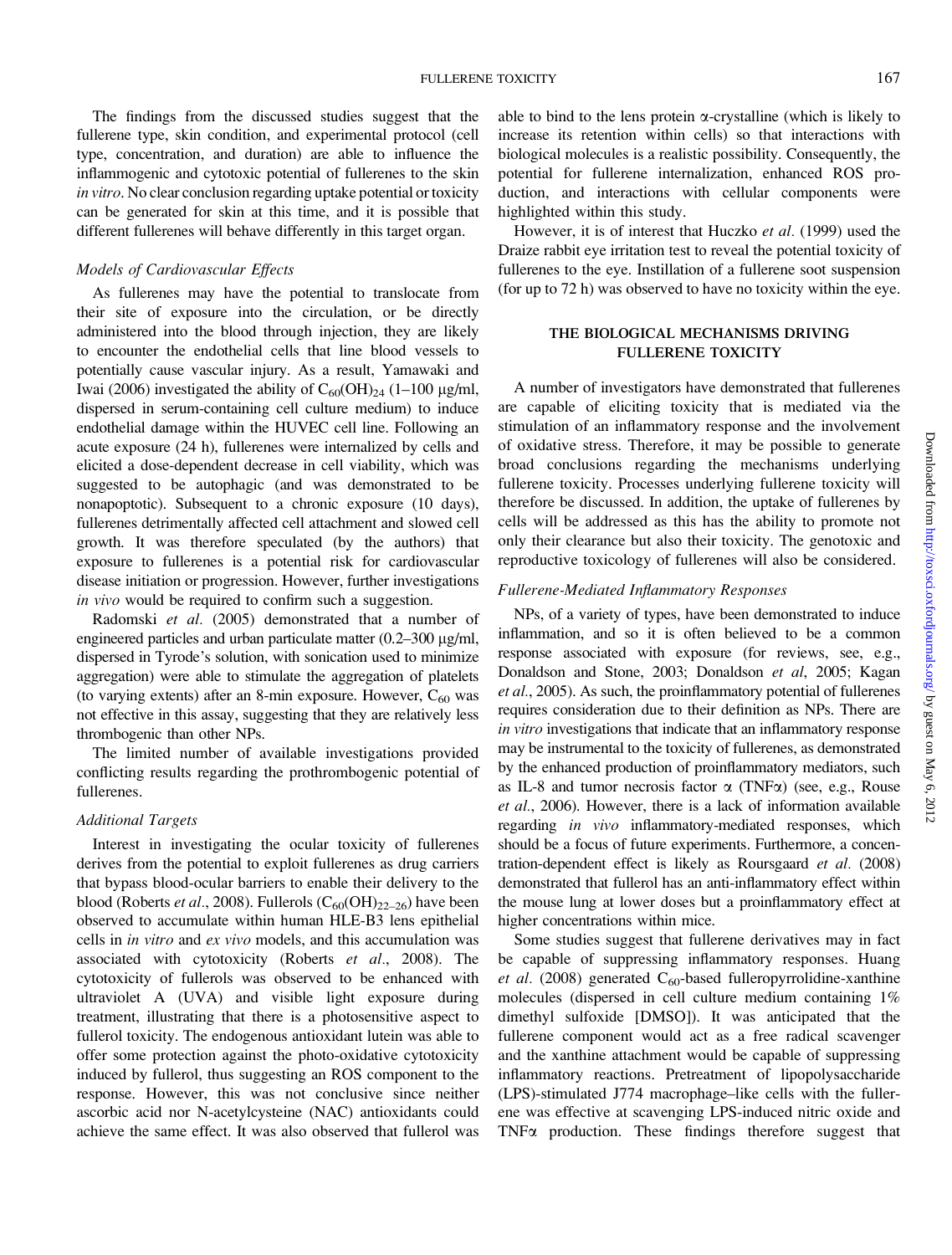The findings from the discussed studies suggest that the fullerene type, skin condition, and experimental protocol (cell type, concentration, and duration) are able to influence the inflammogenic and cytotoxic potential of fullerenes to the skin *in vitro*. No clear conclusion regarding uptake potential or toxicity can be generated for skin at this time, and it is possible that different fullerenes will behave differently in this target organ.

### *Models of Cardiovascular Effects*

As fullerenes may have the potential to translocate from their site of exposure into the circulation, or be directly administered into the blood through injection, they are likely to encounter the endothelial cells that line blood vessels to potentially cause vascular injury. As a result, Yamawaki and Iwai (2006) investigated the ability of $C_{60}(OH)_{24}$ (1–100 μg/ml, dispersed in serum-containing cell culture medium) to induce endothelial damage within the HUVEC cell line. Following an acute exposure (24 h), fullerenes were internalized by cells and elicited a dose-dependent decrease in cell viability, which was suggested to be autophagic (and was demonstrated to be nonapoptotic). Subsequent to a chronic exposure (10 days), fullerenes detrimentally affected cell attachment and slowed cell growth. It was therefore speculated (by the authors) that exposure to fullerenes is a potential risk for cardiovascular disease initiation or progression. However, further investigations *in vivo* would be required to confirm such a suggestion.

Radomski *et al.* (2005) demonstrated that a number of engineered particles and urban particulate matter (0.2–300 μg/ml, dispersed in Tyrode's solution, with sonication used to minimize aggregation) were able to stimulate the aggregation of platelets (to varying extents) after an 8-min exposure. However, $C_{60}$ was not effective in this assay, suggesting that they are relatively less thrombogenic than other NPs.

The limited number of available investigations provided conflicting results regarding the prothrombogenic potential of fullerenes.

### *Additional Targets*

Interest in investigating the ocular toxicity of fullerenes derives from the potential to exploit fullerenes as drug carriers that bypass blood-ocular barriers to enable their delivery to the blood (Roberts *et al*., 2008). Fullerols ($C_{60}(OH)_{22–26}$) have been observed to accumulate within human HLE-B3 lens epithelial cells in *in vitro* and *ex vivo* models, and this accumulation was associated with cytotoxicity (Roberts *et al*., 2008). The cytotoxicity of fullerols was observed to be enhanced with ultraviolet A (UVA) and visible light exposure during treatment, illustrating that there is a photosensitive aspect to fullerol toxicity. The endogenous antioxidant lutein was able to offer some protection against the photo-oxidative cytotoxicity induced by fullerol, thus suggesting an ROS component to the response. However, this was not conclusive since neither ascorbic acid nor N-acetylcysteine (NAC) antioxidants could achieve the same effect. It was also observed that fullerol was able to bind to the lens protein α-crystalline (which is likely to increase its retention within cells) so that interactions with biological molecules is a realistic possibility. Consequently, the potential for fullerene internalization, enhanced ROS production, and interactions with cellular components were highlighted within this study.

However, it is of interest that Huczko *et al.* (1999) used the Draize rabbit eye irritation test to reveal the potential toxicity of fullerenes to the eye. Instillation of a fullerene soot suspension (for up to 72 h) was observed to have no toxicity within the eye.

## THE BIOLOGICAL MECHANISMS DRIVING FULLERENE TOXICITY

A number of investigators have demonstrated that fullerenes are capable of eliciting toxicity that is mediated via the stimulation of an inflammatory response and the involvement of oxidative stress. Therefore, it may be possible to generate broad conclusions regarding the mechanisms underlying fullerene toxicity. Processes underlying fullerene toxicity will therefore be discussed. In addition, the uptake of fullerenes by cells will be addressed as this has the ability to promote not only their clearance but also their toxicity. The genotoxic and reproductive toxicology of fullerenes will also be considered.

### *Fullerene-Mediated Inflammatory Responses*

NPs, of a variety of types, have been demonstrated to induce inflammation, and so it is often believed to be a common response associated with exposure (for reviews, see, e.g., Donaldson and Stone, 2003; Donaldson *et al*, 2005; Kagan *et al.*, 2005). As such, the proinflammatory potential of fullerenes requires consideration due to their definition as NPs. There are *in vitro* investigations that indicate that an inflammatory response may be instrumental to the toxicity of fullerenes, as demonstrated by the enhanced production of proinflammatory mediators, such as IL-8 and tumor necrosis factor α (TNFα) (see, e.g., Rouse *et al.*, 2006). However, there is a lack of information available regarding *in vivo* inflammatory-mediated responses, which should be a focus of future experiments. Furthermore, a concentration-dependent effect is likely as Roursgaard *et al.* (2008) demonstrated that fullerol has an anti-inflammatory effect within the mouse lung at lower doses but a proinflammatory effect at higher concentrations within mice.

Some studies suggest that fullerene derivatives may in fact be capable of suppressing inflammatory responses. Huang *et al.* (2008) generated $C_{60}$-based fulleropyrrolidine-xanthine molecules (dispersed in cell culture medium containing 1% dimethyl sulfoxide [DMSO]). It was anticipated that the fullerene component would act as a free radical scavenger and the xanthine attachment would be capable of suppressing inflammatory reactions. Pretreatment of lipopolysaccharide (LPS)-stimulated J774 macrophage–like cells with the fullerene was effective at scavenging LPS-induced nitric oxide and TNFα production. These findings therefore suggest that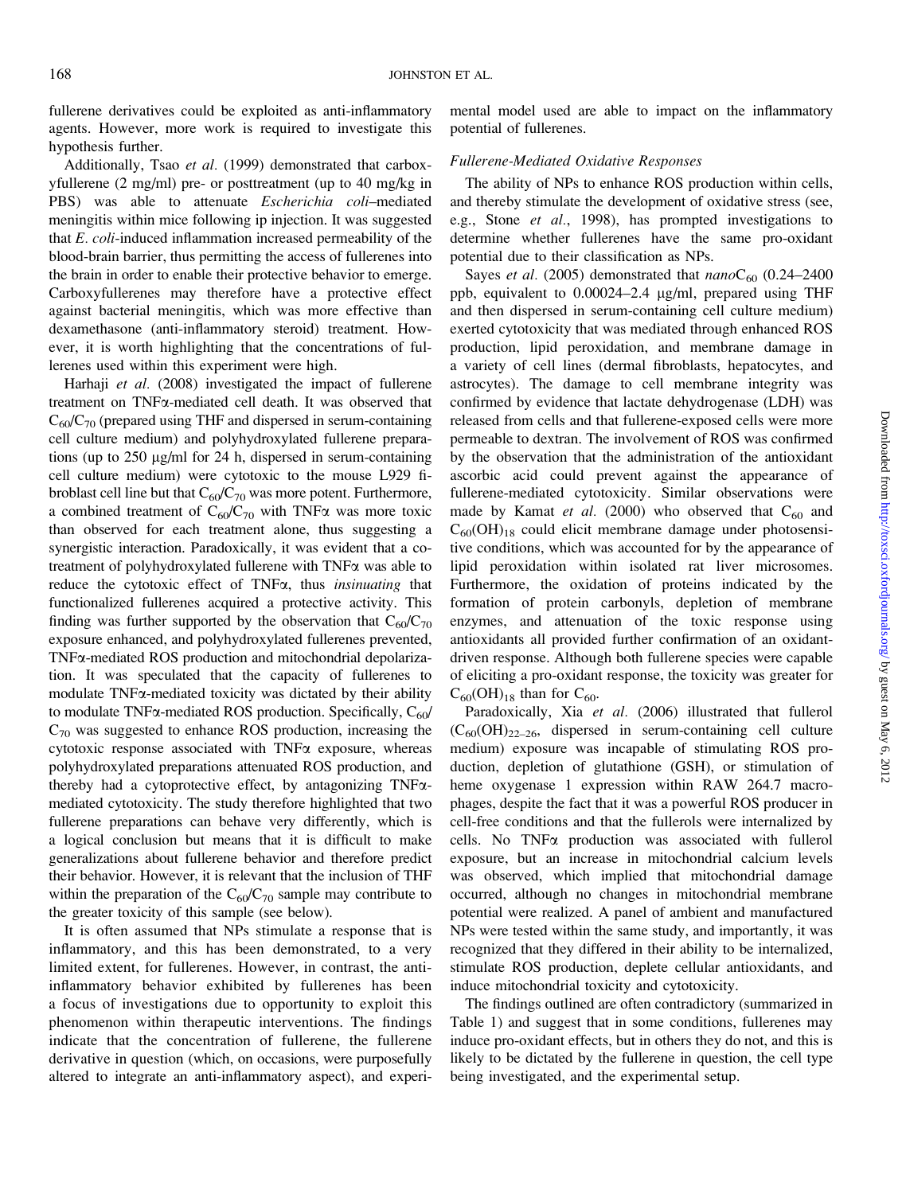fullerene derivatives could be exploited as anti-inflammatory agents. However, more work is required to investigate this hypothesis further.

Additionally, Tsao *et al.* (1999) demonstrated that carboxyfullerene (2 mg/ml) pre- or posttreatment (up to 40 mg/kg in PBS) was able to attenuate *Escherichia coli*–mediated meningitis within mice following ip injection. It was suggested that *E. coli*-induced inflammation increased permeability of the blood-brain barrier, thus permitting the access of fullerenes into the brain in order to enable their protective behavior to emerge. Carboxyfullerenes may therefore have a protective effect against bacterial meningitis, which was more effective than dexamethasone (anti-inflammatory steroid) treatment. However, it is worth highlighting that the concentrations of fullerenes used within this experiment were high.

Harhaji *et al.* (2008) investigated the impact of fullerene treatment on TNFα-mediated cell death. It was observed that $C_{60}/C_{70}$ (prepared using THF and dispersed in serum-containing cell culture medium) and polyhydroxylated fullerene preparations (up to 250 μg/ml for 24 h, dispersed in serum-containing cell culture medium) were cytotoxic to the mouse L929 fibroblast cell line but that $C_{60}/C_{70}$ was more potent. Furthermore, a combined treatment of $C_{60}/C_{70}$ with TNFα was more toxic than observed for each treatment alone, thus suggesting a synergistic interaction. Paradoxically, it was evident that a cotreatment of polyhydroxylated fullerene with TNFα was able to reduce the cytotoxic effect of TNFα, thus *insinuating* that functionalized fullerenes acquired a protective activity. This finding was further supported by the observation that $C_{60}/C_{70}$ exposure enhanced, and polyhydroxylated fullerenes prevented, TNFα-mediated ROS production and mitochondrial depolarization. It was speculated that the capacity of fullerenes to modulate TNFα-mediated toxicity was dictated by their ability to modulate TNFα-mediated ROS production. Specifically, $C_{60}/C_{70}$ was suggested to enhance ROS production, increasing the cytotoxic response associated with TNFα exposure, whereas polyhydroxylated preparations attenuated ROS production, and thereby had a cytoprotective effect, by antagonizing TNFα-mediated cytotoxicity. The study therefore highlighted that two fullerene preparations can behave very differently, which is a logical conclusion but means that it is difficult to make generalizations about fullerene behavior and therefore predict their behavior. However, it is relevant that the inclusion of THF within the preparation of the $C_{60}/C_{70}$ sample may contribute to the greater toxicity of this sample (see below).

It is often assumed that NPs stimulate a response that is inflammatory, and this has been demonstrated, to a very limited extent, for fullerenes. However, in contrast, the anti-inflammatory behavior exhibited by fullerenes has been a focus of investigations due to opportunity to exploit this phenomenon within therapeutic interventions. The findings indicate that the concentration of fullerene, the fullerene derivative in question (which, on occasions, were purposefully altered to integrate an anti-inflammatory aspect), and experimental model used are able to impact on the inflammatory potential of fullerenes.

### Fullerene-Mediated Oxidative Responses

The ability of NPs to enhance ROS production within cells, and thereby stimulate the development of oxidative stress (see, e.g., Stone *et al.*, 1998), has prompted investigations to determine whether fullerenes have the same pro-oxidant potential due to their classification as NPs.

Sayes *et al.* (2005) demonstrated that *nano*$C_{60}$ (0.24–2400 ppb, equivalent to 0.00024–2.4 μg/ml, prepared using THF and then dispersed in serum-containing cell culture medium) exerted cytotoxicity that was mediated through enhanced ROS production, lipid peroxidation, and membrane damage in a variety of cell lines (dermal fibroblasts, hepatocytes, and astrocytes). The damage to cell membrane integrity was confirmed by evidence that lactate dehydrogenase (LDH) was released from cells and that fullerene-exposed cells were more permeable to dextran. The involvement of ROS was confirmed by the observation that the administration of the antioxidant ascorbic acid could prevent against the appearance of fullerene-mediated cytotoxicity. Similar observations were made by Kamat *et al.* (2000) who observed that $C_{60}$ and $C_{60}(OH)_{18}$ could elicit membrane damage under photosensitive conditions, which was accounted for by the appearance of lipid peroxidation within isolated rat liver microsomes. Furthermore, the oxidation of proteins indicated by the formation of protein carbonyls, depletion of membrane enzymes, and attenuation of the toxic response using antioxidants all provided further confirmation of an oxidant-driven response. Although both fullerene species were capable of eliciting a pro-oxidant response, the toxicity was greater for $C_{60}(OH)_{18}$ than for $C_{60}$.

Paradoxically, Xia *et al.* (2006) illustrated that fullerol ($C_{60}(OH)_{22–26}$, dispersed in serum-containing cell culture medium) exposure was incapable of stimulating ROS production, depletion of glutathione (GSH), or stimulation of heme oxygenase 1 expression within RAW 264.7 macrophages, despite the fact that it was a powerful ROS producer in cell-free conditions and that the fullerols were internalized by cells. No TNFα production was associated with fullerol exposure, but an increase in mitochondrial calcium levels was observed, which implied that mitochondrial damage occurred, although no changes in mitochondrial membrane potential were realized. A panel of ambient and manufactured NPs were tested within the same study, and importantly, it was recognized that they differed in their ability to be internalized, stimulate ROS production, deplete cellular antioxidants, and induce mitochondrial toxicity and cytotoxicity.

The findings outlined are often contradictory (summarized in Table 1) and suggest that in some conditions, fullerenes may induce pro-oxidant effects, but in others they do not, and this is likely to be dictated by the fullerene in question, the cell type being investigated, and the experimental setup.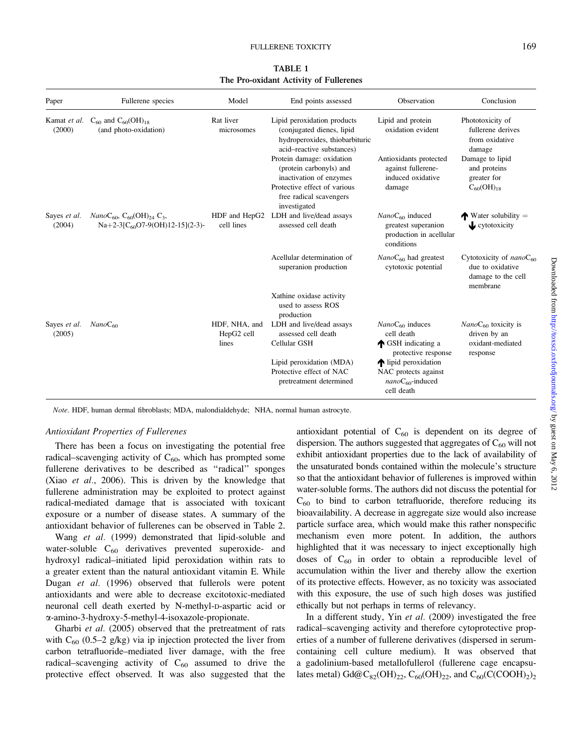**TABLE 1**
**The Pro-oxidant Activity of Fullerenes**

| Paper | Fullerene species | Model | End points assessed | Observation | Conclusion |
|---|---|---|---|---|---|
| Kamat *et al.* (2000) | $C_{60}$ and $C_{60}(OH)_{18}$ (and photo-oxidation) | Rat liver microsomes | Lipid peroxidation products (conjugated dienes, lipid hydroperoxides, thiobarbituric acid–reactive substances) | Lipid and protein oxidation evident | Phototoxicity of fullerene derives from oxidative damage |
| | | | Protein damage: oxidation (protein carbonyls) and inactivation of enzymes | Antioxidants protected against fullerene-induced oxidative damage | Damage to lipid and proteins greater for $C_{60}(OH)_{18}$ |
| | | | Protective effect of various free radical scavengers investigated | | |
| Sayes *et al.* (2004) | *Nano*$C_{60}$, $C_{60}(OH)_{24}$ $C_3$, Na+2-3[$C_{60}$O7-9(OH)12-15](2-3)- | HDF and HepG2 cell lines | LDH and live/dead assays assessed cell death | *Nano*$C_{60}$ induced greatest superanion production in acellular conditions | ↑ Water solubility = ↓ cytotoxicity |
| | | | Acellular determination of superanion production | *Nano*$C_{60}$ had greatest cytotoxic potential | Cytotoxicity of *nano*$C_{60}$ due to oxidative damage to the cell membrane |
| | | | Xathine oxidase activity used to assess ROS production | | |
| Sayes *et al.* (2005) | *Nano*$C_{60}$ | HDF, NHA, and HepG2 cell lines | LDH and live/dead assays assessed cell death | *Nano*$C_{60}$ induces cell death | *Nano*$C_{60}$ toxicity is driven by an oxidant-mediated response |
| | | | Cellular GSH | ↑ GSH indicating a protective response | |
| | | | Lipid peroxidation (MDA) | ↑ lipid peroxidation | |
| | | | Protective effect of NAC pretreatment determined | NAC protects against *nano*$C_{60}$-induced cell death | |

*Note*. HDF, human dermal fibroblasts; MDA, malondialdehyde; NHA, normal human astrocyte.

### Antioxidant Properties of Fullerenes

There has been a focus on investigating the potential free radical–scavenging activity of $C_{60}$, which has prompted some fullerene derivatives to be described as "radical" sponges (Xiao *et al*., 2006). This is driven by the knowledge that fullerene administration may be exploited to protect against radical-mediated damage that is associated with toxicant exposure or a number of disease states. A summary of the antioxidant behavior of fullerenes can be observed in Table 2.

Wang *et al.* (1999) demonstrated that lipid-soluble and water-soluble $C_{60}$ derivatives prevented superoxide- and hydroxyl radical–initiated lipid peroxidation within rats to a greater extent than the natural antioxidant vitamin E. While Dugan *et al.* (1996) observed that fullerols were potent antioxidants and were able to decrease excitotoxic-mediated neuronal cell death exerted by N-methyl-D-aspartic acid or α-amino-3-hydroxy-5-methyl-4-isoxazole-propionate.

Gharbi *et al.* (2005) observed that the pretreatment of rats with $C_{60}$ (0.5–2 g/kg) via ip injection protected the liver from carbon tetrafluoride–mediated liver damage, with the free radical–scavenging activity of $C_{60}$ assumed to drive the protective effect observed. It was also suggested that the antioxidant potential of $C_{60}$ is dependent on its degree of dispersion. The authors suggested that aggregates of $C_{60}$ will not exhibit antioxidant properties due to the lack of availability of the unsaturated bonds contained within the molecule's structure so that the antioxidant behavior of fullerenes is improved within water-soluble forms. The authors did not discuss the potential for $C_{60}$ to bind to carbon tetrafluoride, therefore reducing its bioavailability. A decrease in aggregate size would also increase particle surface area, which would make this rather nonspecific mechanism even more potent. In addition, the authors highlighted that it was necessary to inject exceptionally high doses of $C_{60}$ in order to obtain a reproducible level of accumulation within the liver and thereby allow the exertion of its protective effects. However, as no toxicity was associated with this exposure, the use of such high doses was justified ethically but not perhaps in terms of relevancy.

In a different study, Yin *et al.* (2009) investigated the free radical–scavenging activity and therefore cytoprotective properties of a number of fullerene derivatives (dispersed in serum-containing cell culture medium). It was observed that a gadolinium-based metallofullerol (fullerene cage encapsulates metal) Gd@$C_{82}(OH)_{22}$, $C_{60}(OH)_{22}$, and $C_{60}(C(COOH)_2)_2$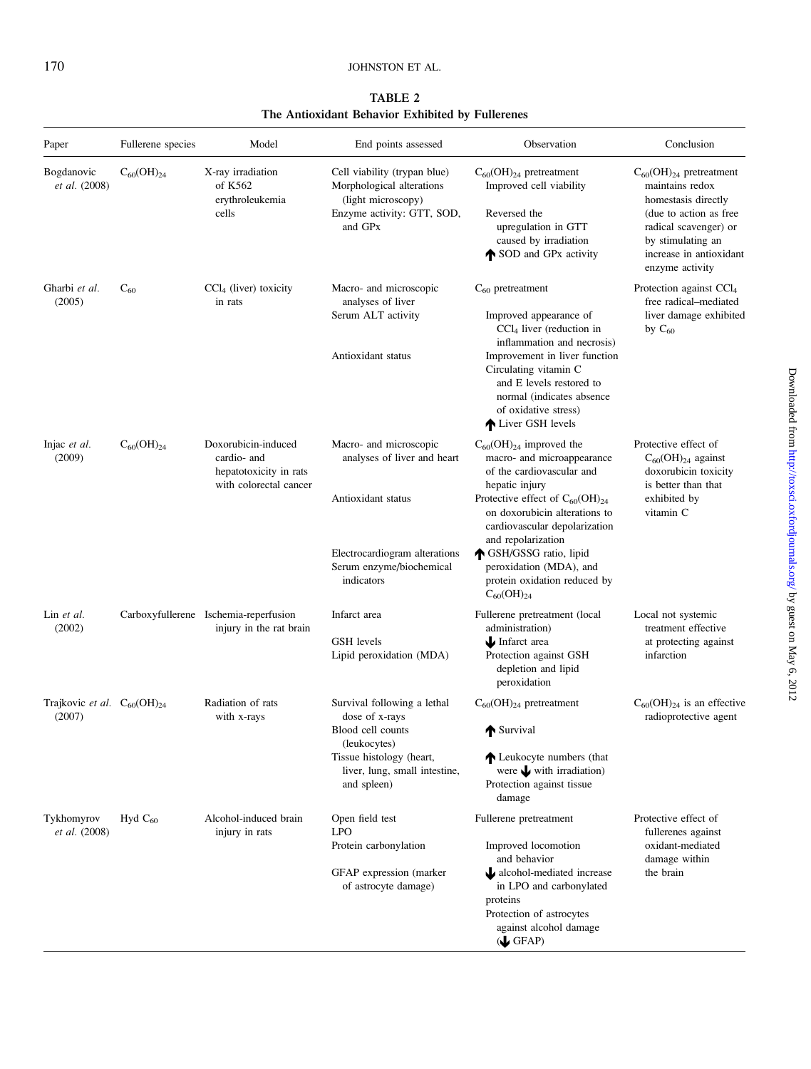**TABLE 2**
**The Antioxidant Behavior Exhibited by Fullerenes**

| Paper | Fullerene species | Model | End points assessed | Observation | Conclusion |
|---|---|---|---|---|---|
| Bogdanovic *et al.* (2008) | $C_{60}(OH)_{24}$ | X-ray irradiation of K562 erythroleukemia cells | Cell viability (trypan blue) Morphological alterations (light microscopy) Enzyme activity: GTT, SOD, and GPx | $C_{60}(OH)_{24}$ pretreatment Improved cell viability Reversed the upregulation in GTT caused by irradiation ↑ SOD and GPx activity | $C_{60}(OH)_{24}$ pretreatment maintains redox homestasis directly (due to action as free radical scavenger) or by stimulating an increase in antioxidant enzyme activity |
| Gharbi *et al.* (2005) | $C_{60}$ | $CCl_4$ (liver) toxicity in rats | Macro- and microscopic analyses of liver Serum ALT activity Antioxidant status | $C_{60}$ pretreatment Improved appearance of $CCl_4$ liver (reduction in inflammation and necrosis) Improvement in liver function Circulating vitamin C and E levels restored to normal (indicates absence of oxidative stress) ↑ Liver GSH levels | Protection against $CCl_4$ free radical–mediated liver damage exhibited by $C_{60}$ |
| Injac *et al.* (2009) | $C_{60}(OH)_{24}$ | Doxorubicin-induced cardio- and hepatotoxicity in rats with colorectal cancer | Macro- and microscopic analyses of liver and heart Antioxidant status Electrocardiogram alterations Serum enzyme/biochemical indicators | $C_{60}(OH)_{24}$ improved the macro- and microappearance of the cardiovascular and hepatic injury Protective effect of $C_{60}(OH)_{24}$ on doxorubicin alterations to cardiovascular depolarization and repolarization ↑ GSH/GSSG ratio, lipid peroxidation (MDA), and protein oxidation reduced by $C_{60}(OH)_{24}$ | Protective effect of $C_{60}(OH)_{24}$ against doxorubicin toxicity is better than that exhibited by vitamin C |
| Lin *et al.* (2002) | Carboxyfullerene | Ischemia-reperfusion injury in the rat brain | Infarct area GSH levels Lipid peroxidation (MDA) | Fullerene pretreatment (local administration) ↓ Infarct area Protection against GSH depletion and lipid peroxidation | Local not systemic treatment effective at protecting against infarction |
| Trajkovic *et al.* (2007) | $C_{60}(OH)_{24}$ | Radiation of rats with x-rays | Survival following a lethal dose of x-rays Blood cell counts (leukocytes) Tissue histology (heart, liver, lung, small intestine, and spleen) | $C_{60}(OH)_{24}$ pretreatment ↑ Survival ↑ Leukocyte numbers (that were ↓ with irradiation) Protection against tissue damage | $C_{60}(OH)_{24}$ is an effective radioprotective agent |
| Tykhomyrov *et al.* (2008) | Hyd $C_{60}$ | Alcohol-induced brain injury in rats | Open field test LPO Protein carbonylation GFAP expression (marker of astrocyte damage) | Fullerene pretreatment Improved locomotion and behavior ↓ alcohol-mediated increase in LPO and carbonylated proteins Protection of astrocytes against alcohol damage (↓ GFAP) | Protective effect of fullerenes against oxidant-mediated damage within the brain |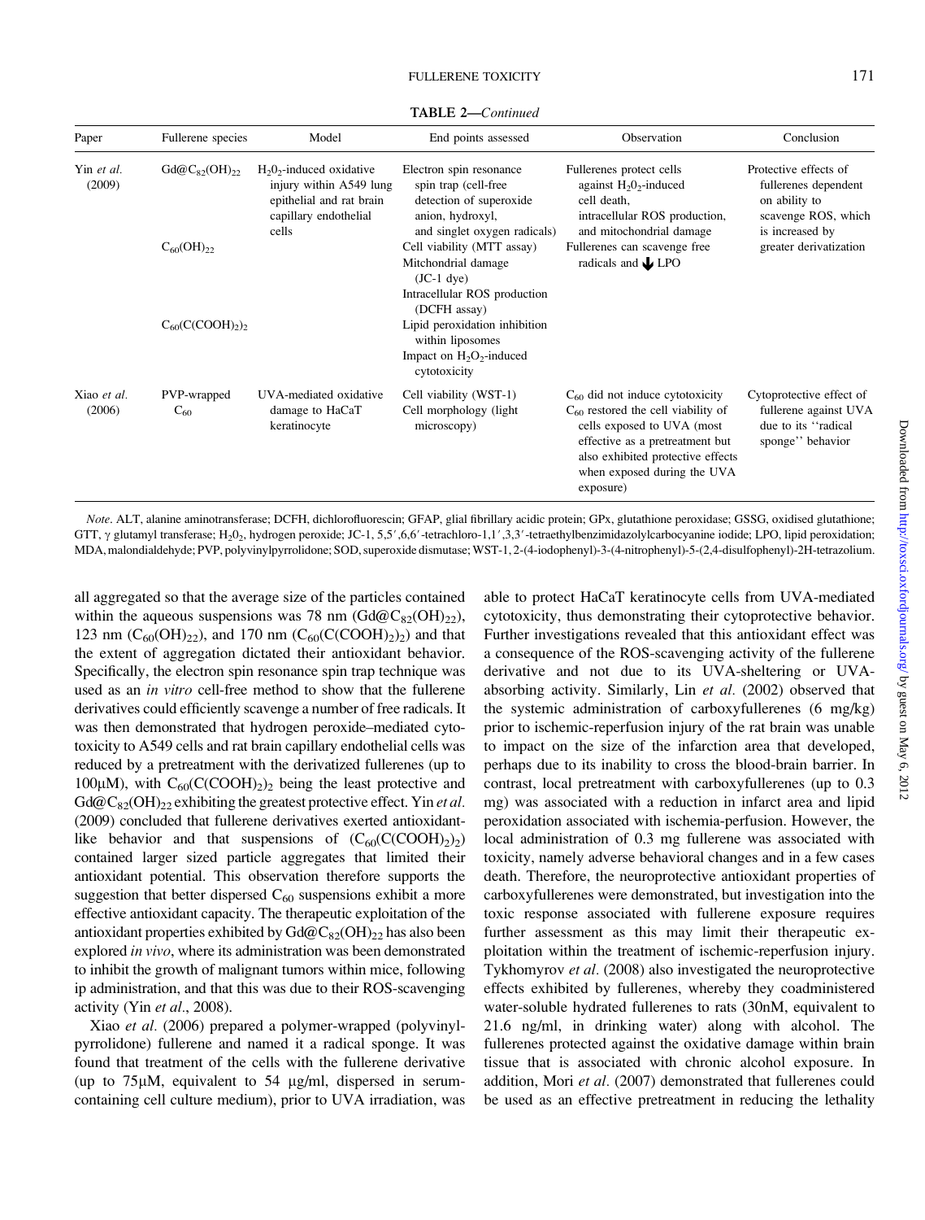**TABLE 2—Continued**

| Paper | Fullerene species | Model | End points assessed | Observation | Conclusion |
|---|---|---|---|---|---|
| Yin *et al.* (2009) | $Gd@C_{82}(OH)_{22}$ | $H_2O_2$-induced oxidative injury within A549 lung epithelial and rat brain capillary endothelial cells | Electron spin resonance spin trap (cell-free detection of superoxide anion, hydroxyl, and singlet oxygen radicals) | Fullerenes protect cells against $H_2O_2$-induced cell death, intracellular ROS production, and mitochondrial damage | Protective effects of fullerenes dependent on ability to scavenge ROS, which is increased by greater derivatization |
| | $C_{60}(OH)_{22}$ | | Cell viability (MTT assay) Mitochondrial damage (JC-1 dye) Intracellular ROS production (DCFH assay) | Fullerenes can scavenge free radicals and ↓ LPO | |
| | $C_{60}(C(COOH)_2)_2$ | | Lipid peroxidation inhibition within liposomes Impact on $H_2O_2$-induced cytotoxicity | | |
| Xiao *et al.* (2006) | PVP-wrapped $C_{60}$ | UVA-mediated oxidative damage to HaCaT keratinocyte | Cell viability (WST-1) Cell morphology (light microscopy) | $C_{60}$ did not induce cytotoxicity $C_{60}$ restored the cell viability of cells exposed to UVA (most effective as a pretreatment but also exhibited protective effects when exposed during the UVA exposure) | Cytoprotective effect of fullerene against UVA due to its ''radical sponge'' behavior |

*Note*. ALT, alanine aminotransferase; DCFH, dichlorofluorescin; GFAP, glial fibrillary acidic protein; GPx, glutathione peroxidase; GSSG, oxidised glutathione; GTT, γ glutamyl transferase; $H_2O_2$, hydrogen peroxide; JC-1, 5,5′,6,6′-tetrachloro-1,1′,3,3′-tetraethylbenzimidazolylcarbocyanine iodide; LPO, lipid peroxidation; MDA, malondialdehyde; PVP, polyvinylpyrrolidone; SOD, superoxide dismutase; WST-1, 2-(4-iodophenyl)-3-(4-nitrophenyl)-5-(2,4-disulfophenyl)-2H-tetrazolium.

all aggregated so that the average size of the particles contained within the aqueous suspensions was 78 nm ($Gd@C_{82}(OH)_{22}$), 123 nm ($C_{60}(OH)_{22}$), and 170 nm ($C_{60}(C(COOH)_2)_2$) and that the extent of aggregation dictated their antioxidant behavior. Specifically, the electron spin resonance spin trap technique was used as an *in vitro* cell-free method to show that the fullerene derivatives could efficiently scavenge a number of free radicals. It was then demonstrated that hydrogen peroxide–mediated cytotoxicity to A549 cells and rat brain capillary endothelial cells was reduced by a pretreatment with the derivatized fullerenes (up to 100μM), with $C_{60}(C(COOH)_2)_2$ being the least protective and $Gd@C_{82}(OH)_{22}$ exhibiting the greatest protective effect. Yin *et al.* (2009) concluded that fullerene derivatives exerted antioxidant-like behavior and that suspensions of ($C_{60}(C(COOH)_2)_2$) contained larger sized particle aggregates that limited their antioxidant potential. This observation therefore supports the suggestion that better dispersed $C_{60}$ suspensions exhibit a more effective antioxidant capacity. The therapeutic exploitation of the antioxidant properties exhibited by $Gd@C_{82}(OH)_{22}$ has also been explored *in vivo*, where its administration was been demonstrated to inhibit the growth of malignant tumors within mice, following ip administration, and that this was due to their ROS-scavenging activity (Yin *et al*., 2008).

Xiao *et al.* (2006) prepared a polymer-wrapped (polyvinylpyrrolidone) fullerene and named it a radical sponge. It was found that treatment of the cells with the fullerene derivative (up to 75μM, equivalent to 54 μg/ml, dispersed in serum-containing cell culture medium), prior to UVA irradiation, was able to protect HaCaT keratinocyte cells from UVA-mediated cytotoxicity, thus demonstrating their cytoprotective behavior. Further investigations revealed that this antioxidant effect was a consequence of the ROS-scavenging activity of the fullerene derivative and not due to its UVA-sheltering or UVA-absorbing activity. Similarly, Lin *et al.* (2002) observed that the systemic administration of carboxyfullerenes (6 mg/kg) prior to ischemic-reperfusion injury of the rat brain was unable to impact on the size of the infarction area that developed, perhaps due to its inability to cross the blood-brain barrier. In contrast, local pretreatment with carboxyfullerenes (up to 0.3 mg) was associated with a reduction in infarct area and lipid peroxidation associated with ischemia-perfusion. However, the local administration of 0.3 mg fullerene was associated with toxicity, namely adverse behavioral changes and in a few cases death. Therefore, the neuroprotective antioxidant properties of carboxyfullerenes were demonstrated, but investigation into the toxic response associated with fullerene exposure requires further assessment as this may limit their therapeutic exploitation within the treatment of ischemic-reperfusion injury. Tykhomyrov *et al.* (2008) also investigated the neuroprotective effects exhibited by fullerenes, whereby they coadministered water-soluble hydrated fullerenes to rats (30nM, equivalent to 21.6 ng/ml, in drinking water) along with alcohol. The fullerenes protected against the oxidative damage within brain tissue that is associated with chronic alcohol exposure. In addition, Mori *et al.* (2007) demonstrated that fullerenes could be used as an effective pretreatment in reducing the lethality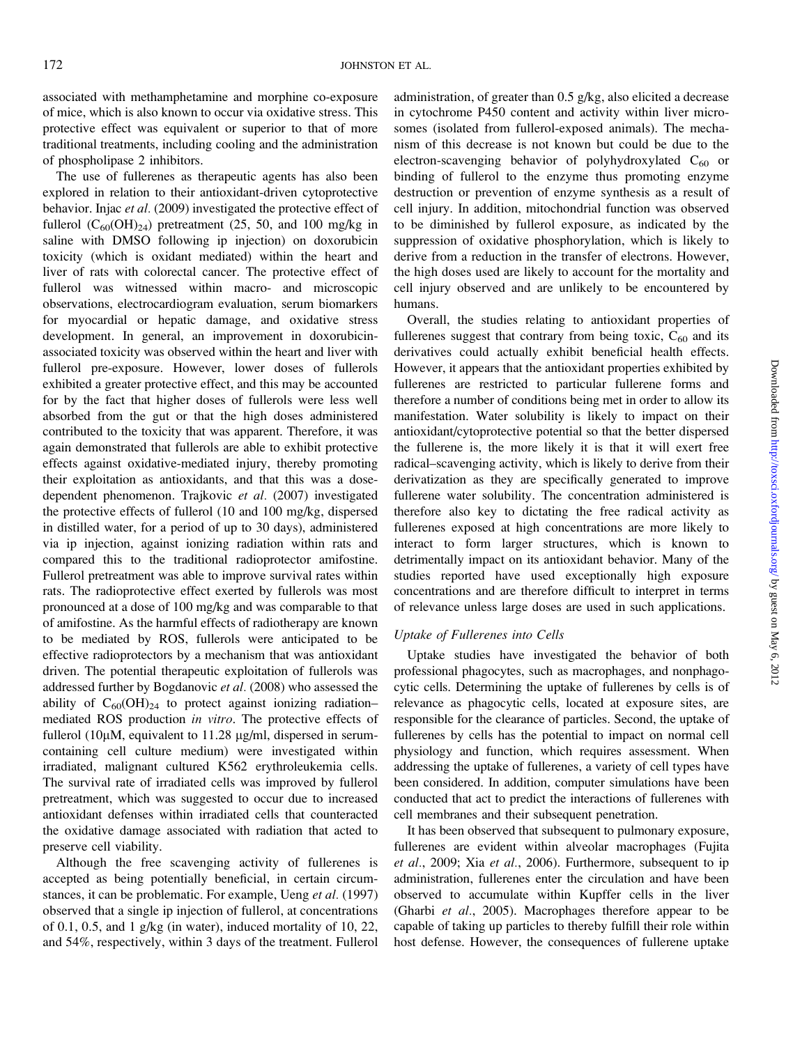associated with methamphetamine and morphine co-exposure of mice, which is also known to occur via oxidative stress. This protective effect was equivalent or superior to that of more traditional treatments, including cooling and the administration of phospholipase 2 inhibitors.

The use of fullerenes as therapeutic agents has also been explored in relation to their antioxidant-driven cytoprotective behavior. Injac *et al.* (2009) investigated the protective effect of fullerol ($C_{60}(OH)_{24}$) pretreatment (25, 50, and 100 mg/kg in saline with DMSO following ip injection) on doxorubicin toxicity (which is oxidant mediated) within the heart and liver of rats with colorectal cancer. The protective effect of fullerol was witnessed within macro- and microscopic observations, electrocardiogram evaluation, serum biomarkers for myocardial or hepatic damage, and oxidative stress development. In general, an improvement in doxorubicin-associated toxicity was observed within the heart and liver with fullerol pre-exposure. However, lower doses of fullerols exhibited a greater protective effect, and this may be accounted for by the fact that higher doses of fullerols were less well absorbed from the gut or that the high doses administered contributed to the toxicity that was apparent. Therefore, it was again demonstrated that fullerols are able to exhibit protective effects against oxidative-mediated injury, thereby promoting their exploitation as antioxidants, and that this was a dose-dependent phenomenon. Trajkovic *et al.* (2007) investigated the protective effects of fullerol (10 and 100 mg/kg, dispersed in distilled water, for a period of up to 30 days), administered via ip injection, against ionizing radiation within rats and compared this to the traditional radioprotector amifostine. Fullerol pretreatment was able to improve survival rates within rats. The radioprotective effect exerted by fullerols was most pronounced at a dose of 100 mg/kg and was comparable to that of amifostine. As the harmful effects of radiotherapy are known to be mediated by ROS, fullerols were anticipated to be effective radioprotectors by a mechanism that was antioxidant driven. The potential therapeutic exploitation of fullerols was addressed further by Bogdanovic *et al.* (2008) who assessed the ability of $C_{60}(OH)_{24}$ to protect against ionizing radiation–mediated ROS production *in vitro*. The protective effects of fullerol (10μM, equivalent to 11.28 μg/ml, dispersed in serum-containing cell culture medium) were investigated within irradiated, malignant cultured K562 erythroleukemia cells. The survival rate of irradiated cells was improved by fullerol pretreatment, which was suggested to occur due to increased antioxidant defenses within irradiated cells that counteracted the oxidative damage associated with radiation that acted to preserve cell viability.

Although the free scavenging activity of fullerenes is accepted as being potentially beneficial, in certain circumstances, it can be problematic. For example, Ueng *et al.* (1997) observed that a single ip injection of fullerol, at concentrations of 0.1, 0.5, and 1 g/kg (in water), induced mortality of 10, 22, and 54%, respectively, within 3 days of the treatment. Fullerol administration, of greater than 0.5 g/kg, also elicited a decrease in cytochrome P450 content and activity within liver microsomes (isolated from fullerol-exposed animals). The mechanism of this decrease is not known but could be due to the electron-scavenging behavior of polyhydroxylated $C_{60}$ or binding of fullerol to the enzyme thus promoting enzyme destruction or prevention of enzyme synthesis as a result of cell injury. In addition, mitochondrial function was observed to be diminished by fullerol exposure, as indicated by the suppression of oxidative phosphorylation, which is likely to derive from a reduction in the transfer of electrons. However, the high doses used are likely to account for the mortality and cell injury observed and are unlikely to be encountered by humans.

Overall, the studies relating to antioxidant properties of fullerenes suggest that contrary from being toxic, $C_{60}$ and its derivatives could actually exhibit beneficial health effects. However, it appears that the antioxidant properties exhibited by fullerenes are restricted to particular fullerene forms and therefore a number of conditions being met in order to allow its manifestation. Water solubility is likely to impact on their antioxidant/cytoprotective potential so that the better dispersed the fullerene is, the more likely it is that it will exert free radical–scavenging activity, which is likely to derive from their derivatization as they are specifically generated to improve fullerene water solubility. The concentration administered is therefore also key to dictating the free radical activity as fullerenes exposed at high concentrations are more likely to interact to form larger structures, which is known to detrimentally impact on its antioxidant behavior. Many of the studies reported have used exceptionally high exposure concentrations and are therefore difficult to interpret in terms of relevance unless large doses are used in such applications.

### *Uptake of Fullerenes into Cells*

Uptake studies have investigated the behavior of both professional phagocytes, such as macrophages, and nonphagocytic cells. Determining the uptake of fullerenes by cells is of relevance as phagocytic cells, located at exposure sites, are responsible for the clearance of particles. Second, the uptake of fullerenes by cells has the potential to impact on normal cell physiology and function, which requires assessment. When addressing the uptake of fullerenes, a variety of cell types have been considered. In addition, computer simulations have been conducted that act to predict the interactions of fullerenes with cell membranes and their subsequent penetration.

It has been observed that subsequent to pulmonary exposure, fullerenes are evident within alveolar macrophages (Fujita *et al.*, 2009; Xia *et al.*, 2006). Furthermore, subsequent to ip administration, fullerenes enter the circulation and have been observed to accumulate within Kupffer cells in the liver (Gharbi *et al.*, 2005). Macrophages therefore appear to be capable of taking up particles to thereby fulfill their role within host defense. However, the consequences of fullerene uptake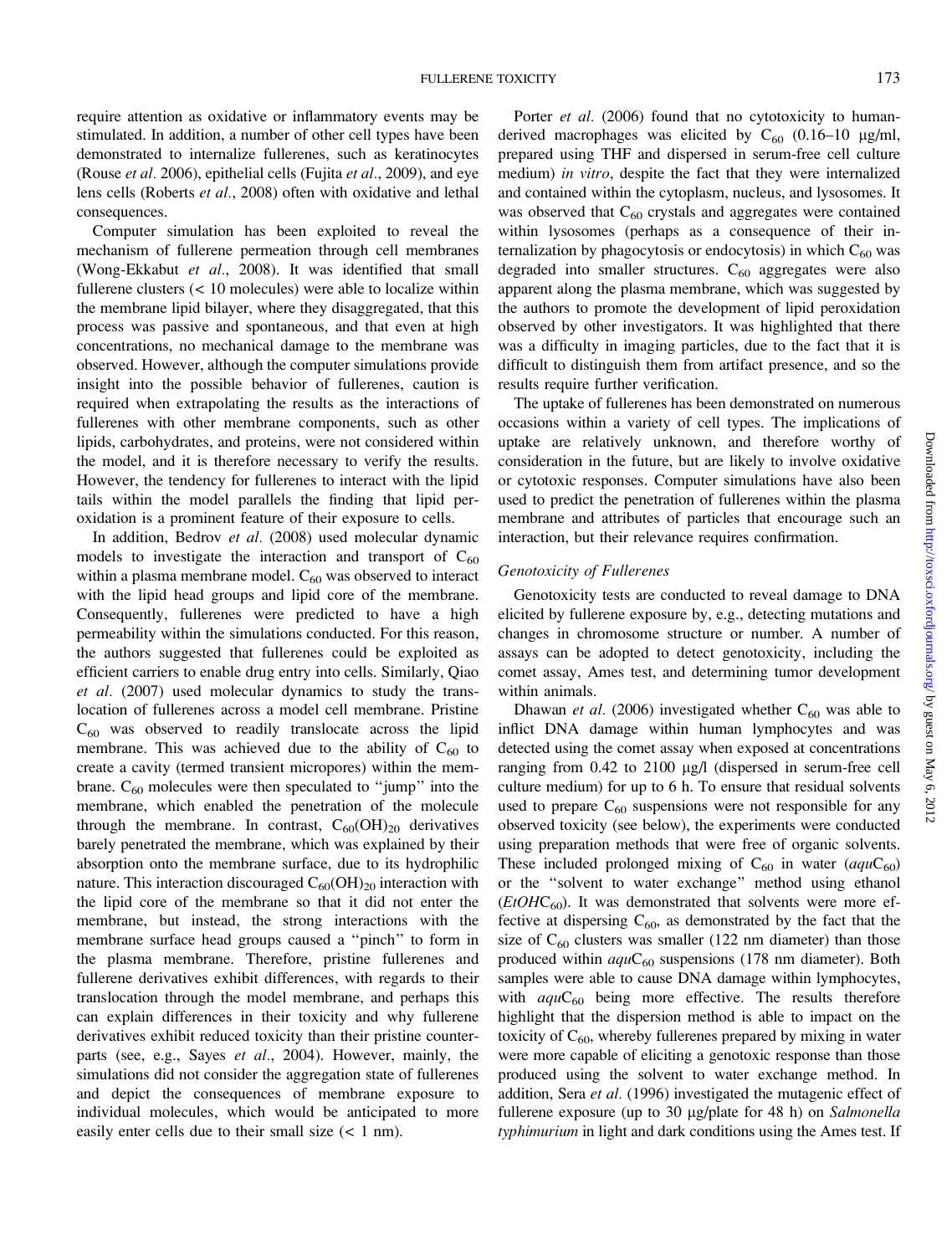require attention as oxidative or inflammatory events may be stimulated. In addition, a number of other cell types have been demonstrated to internalize fullerenes, such as keratinocytes (Rouse *et al*. 2006), epithelial cells (Fujita *et al*., 2009), and eye lens cells (Roberts *et al*., 2008) often with oxidative and lethal consequences.

Computer simulation has been exploited to reveal the mechanism of fullerene permeation through cell membranes (Wong-Ekkabut *et al*., 2008). It was identified that small fullerene clusters (< 10 molecules) were able to localize within the membrane lipid bilayer, where they disaggregated, that this process was passive and spontaneous, and that even at high concentrations, no mechanical damage to the membrane was observed. However, although the computer simulations provide insight into the possible behavior of fullerenes, caution is required when extrapolating the results as the interactions of fullerenes with other membrane components, such as other lipids, carbohydrates, and proteins, were not considered within the model, and it is therefore necessary to verify the results. However, the tendency for fullerenes to interact with the lipid tails within the model parallels the finding that lipid peroxidation is a prominent feature of their exposure to cells.

In addition, Bedrov *et al.* (2008) used molecular dynamic models to investigate the interaction and transport of $C_{60}$ within a plasma membrane model. $C_{60}$ was observed to interact with the lipid head groups and lipid core of the membrane. Consequently, fullerenes were predicted to have a high permeability within the simulations conducted. For this reason, the authors suggested that fullerenes could be exploited as efficient carriers to enable drug entry into cells. Similarly, Qiao *et al.* (2007) used molecular dynamics to study the translocation of fullerenes across a model cell membrane. Pristine $C_{60}$ was observed to readily translocate across the lipid membrane. This was achieved due to the ability of $C_{60}$ to create a cavity (termed transient micropores) within the membrane. $C_{60}$ molecules were then speculated to "jump" into the membrane, which enabled the penetration of the molecule through the membrane. In contrast, $C_{60}(OH)_{20}$ derivatives barely penetrated the membrane, which was explained by their absorption onto the membrane surface, due to its hydrophilic nature. This interaction discouraged $C_{60}(OH)_{20}$ interaction with the lipid core of the membrane so that it did not enter the membrane, but instead, the strong interactions with the membrane surface head groups caused a "pinch" to form in the plasma membrane. Therefore, pristine fullerenes and fullerene derivatives exhibit differences, with regards to their translocation through the model membrane, and perhaps this can explain differences in their toxicity and why fullerene derivatives exhibit reduced toxicity than their pristine counterparts (see, e.g., Sayes *et al*., 2004). However, mainly, the simulations did not consider the aggregation state of fullerenes and depict the consequences of membrane exposure to individual molecules, which would be anticipated to more easily enter cells due to their small size (< 1 nm).

Porter *et al.* (2006) found that no cytotoxicity to human-derived macrophages was elicited by $C_{60}$ (0.16–10 μg/ml, prepared using THF and dispersed in serum-free cell culture medium) *in vitro*, despite the fact that they were internalized and contained within the cytoplasm, nucleus, and lysosomes. It was observed that $C_{60}$ crystals and aggregates were contained within lysosomes (perhaps as a consequence of their internalization by phagocytosis or endocytosis) in which $C_{60}$ was degraded into smaller structures. $C_{60}$ aggregates were also apparent along the plasma membrane, which was suggested by the authors to promote the development of lipid peroxidation observed by other investigators. It was highlighted that there was a difficulty in imaging particles, due to the fact that it is difficult to distinguish them from artifact presence, and so the results require further verification.

The uptake of fullerenes has been demonstrated on numerous occasions within a variety of cell types. The implications of uptake are relatively unknown, and therefore worthy of consideration in the future, but are likely to involve oxidative or cytotoxic responses. Computer simulations have also been used to predict the penetration of fullerenes within the plasma membrane and attributes of particles that encourage such an interaction, but their relevance requires confirmation.

### *Genotoxicity of Fullerenes*

Genotoxicity tests are conducted to reveal damage to DNA elicited by fullerene exposure by, e.g., detecting mutations and changes in chromosome structure or number. A number of assays can be adopted to detect genotoxicity, including the comet assay, Ames test, and determining tumor development within animals.

Dhawan *et al.* (2006) investigated whether $C_{60}$ was able to inflict DNA damage within human lymphocytes and was detected using the comet assay when exposed at concentrations ranging from 0.42 to 2100 μg/l (dispersed in serum-free cell culture medium) for up to 6 h. To ensure that residual solvents used to prepare $C_{60}$ suspensions were not responsible for any observed toxicity (see below), the experiments were conducted using preparation methods that were free of organic solvents. These included prolonged mixing of $C_{60}$ in water (*aqu*$C_{60}$) or the "solvent to water exchange" method using ethanol (*EtOH*$C_{60}$). It was demonstrated that solvents were more effective at dispersing $C_{60}$, as demonstrated by the fact that the size of $C_{60}$ clusters was smaller (122 nm diameter) than those produced within *aqu*$C_{60}$ suspensions (178 nm diameter). Both samples were able to cause DNA damage within lymphocytes, with *aqu*$C_{60}$ being more effective. The results therefore highlight that the dispersion method is able to impact on the toxicity of $C_{60}$, whereby fullerenes prepared by mixing in water were more capable of eliciting a genotoxic response than those produced using the solvent to water exchange method. In addition, Sera *et al.* (1996) investigated the mutagenic effect of fullerene exposure (up to 30 μg/plate for 48 h) on *Salmonella typhimurium* in light and dark conditions using the Ames test. If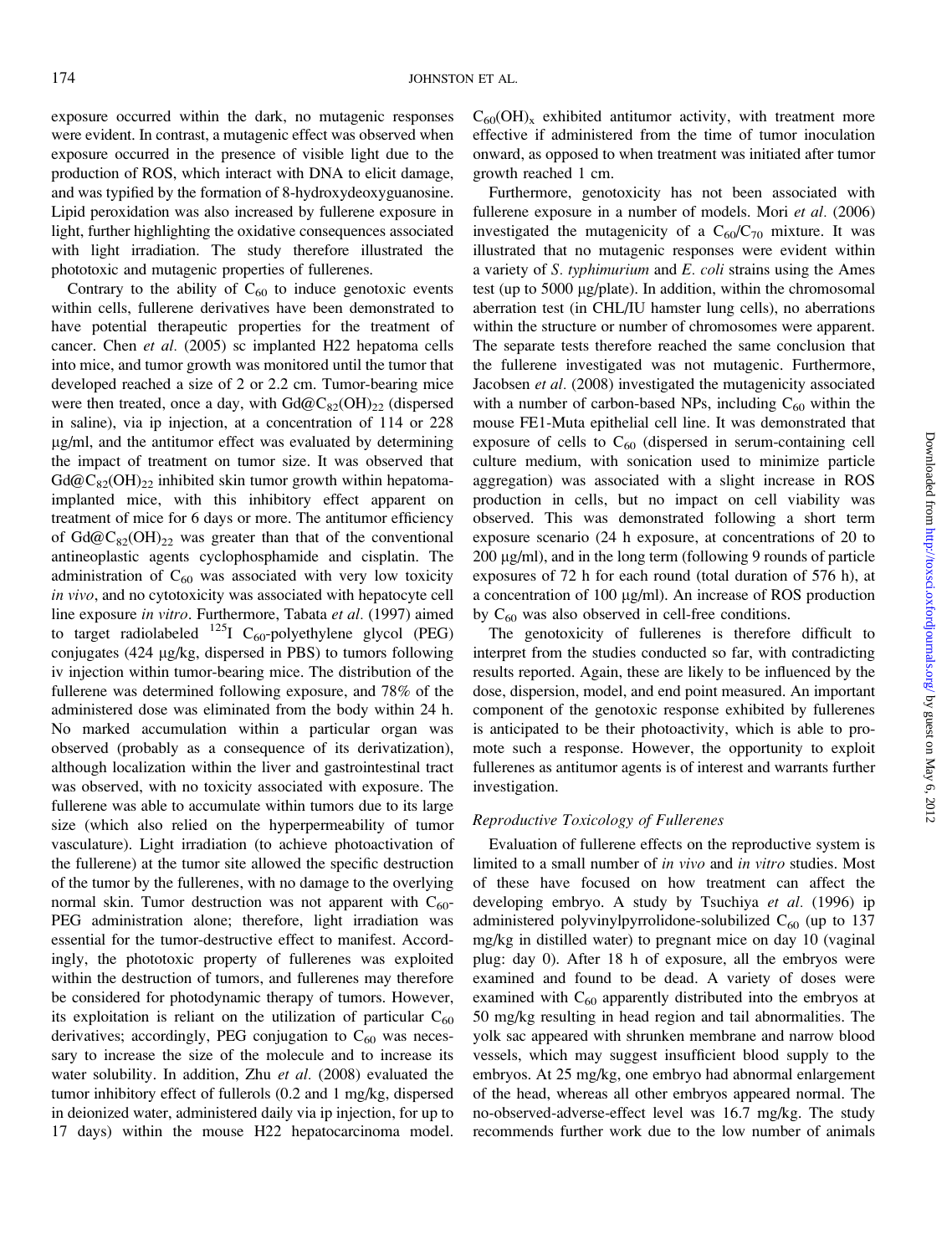exposure occurred within the dark, no mutagenic responses were evident. In contrast, a mutagenic effect was observed when exposure occurred in the presence of visible light due to the production of ROS, which interact with DNA to elicit damage, and was typified by the formation of 8-hydroxydeoxyguanosine. Lipid peroxidation was also increased by fullerene exposure in light, further highlighting the oxidative consequences associated with light irradiation. The study therefore illustrated the phototoxic and mutagenic properties of fullerenes.

Contrary to the ability of $C_{60}$ to induce genotoxic events within cells, fullerene derivatives have been demonstrated to have potential therapeutic properties for the treatment of cancer. Chen *et al.* (2005) sc implanted H22 hepatoma cells into mice, and tumor growth was monitored until the tumor that developed reached a size of 2 or 2.2 cm. Tumor-bearing mice were then treated, once a day, with $Gd@C_{82}(OH)_{22}$ (dispersed in saline), via ip injection, at a concentration of 114 or 228 μg/ml, and the antitumor effect was evaluated by determining the impact of treatment on tumor size. It was observed that $Gd@C_{82}(OH)_{22}$ inhibited skin tumor growth within hepatoma-implanted mice, with this inhibitory effect apparent on treatment of mice for 6 days or more. The antitumor efficiency of $Gd@C_{82}(OH)_{22}$ was greater than that of the conventional antineoplastic agents cyclophosphamide and cisplatin. The administration of $C_{60}$ was associated with very low toxicity *in vivo*, and no cytotoxicity was associated with hepatocyte cell line exposure *in vitro*. Furthermore, Tabata *et al.* (1997) aimed to target radiolabeled $^{125}I$ $C_{60}$-polyethylene glycol (PEG) conjugates (424 μg/kg, dispersed in PBS) to tumors following iv injection within tumor-bearing mice. The distribution of the fullerene was determined following exposure, and 78% of the administered dose was eliminated from the body within 24 h. No marked accumulation within a particular organ was observed (probably as a consequence of its derivatization), although localization within the liver and gastrointestinal tract was observed, with no toxicity associated with exposure. The fullerene was able to accumulate within tumors due to its large size (which also relied on the hyperpermeability of tumor vasculature). Light irradiation (to achieve photoactivation of the fullerene) at the tumor site allowed the specific destruction of the tumor by the fullerenes, with no damage to the overlying normal skin. Tumor destruction was not apparent with $C_{60}$-PEG administration alone; therefore, light irradiation was essential for the tumor-destructive effect to manifest. Accordingly, the phototoxic property of fullerenes was exploited within the destruction of tumors, and fullerenes may therefore be considered for photodynamic therapy of tumors. However, its exploitation is reliant on the utilization of particular $C_{60}$ derivatives; accordingly, PEG conjugation to $C_{60}$ was necessary to increase the size of the molecule and to increase its water solubility. In addition, Zhu *et al.* (2008) evaluated the tumor inhibitory effect of fullerols (0.2 and 1 mg/kg, dispersed in deionized water, administered daily via ip injection, for up to 17 days) within the mouse H22 hepatocarcinoma model. $C_{60}(OH)_x$ exhibited antitumor activity, with treatment more effective if administered from the time of tumor inoculation onward, as opposed to when treatment was initiated after tumor growth reached 1 cm.

Furthermore, genotoxicity has not been associated with fullerene exposure in a number of models. Mori *et al.* (2006) investigated the mutagenicity of a $C_{60}/C_{70}$ mixture. It was illustrated that no mutagenic responses were evident within a variety of *S. typhimurium* and *E. coli* strains using the Ames test (up to 5000 μg/plate). In addition, within the chromosomal aberration test (in CHL/IU hamster lung cells), no aberrations within the structure or number of chromosomes were apparent. The separate tests therefore reached the same conclusion that the fullerene investigated was not mutagenic. Furthermore, Jacobsen *et al.* (2008) investigated the mutagenicity associated with a number of carbon-based NPs, including $C_{60}$ within the mouse FE1-Muta epithelial cell line. It was demonstrated that exposure of cells to $C_{60}$ (dispersed in serum-containing cell culture medium, with sonication used to minimize particle aggregation) was associated with a slight increase in ROS production in cells, but no impact on cell viability was observed. This was demonstrated following a short term exposure scenario (24 h exposure, at concentrations of 20 to 200 μg/ml), and in the long term (following 9 rounds of particle exposures of 72 h for each round (total duration of 576 h), at a concentration of 100 μg/ml). An increase of ROS production by $C_{60}$ was also observed in cell-free conditions.

The genotoxicity of fullerenes is therefore difficult to interpret from the studies conducted so far, with contradicting results reported. Again, these are likely to be influenced by the dose, dispersion, model, and end point measured. An important component of the genotoxic response exhibited by fullerenes is anticipated to be their photoactivity, which is able to promote such a response. However, the opportunity to exploit fullerenes as antitumor agents is of interest and warrants further investigation.

### Reproductive Toxicology of Fullerenes

Evaluation of fullerene effects on the reproductive system is limited to a small number of *in vivo* and *in vitro* studies. Most of these have focused on how treatment can affect the developing embryo. A study by Tsuchiya *et al.* (1996) ip administered polyvinylpyrrolidone-solubilized $C_{60}$ (up to 137 mg/kg in distilled water) to pregnant mice on day 10 (vaginal plug: day 0). After 18 h of exposure, all the embryos were examined and found to be dead. A variety of doses were examined with $C_{60}$ apparently distributed into the embryos at 50 mg/kg resulting in head region and tail abnormalities. The yolk sac appeared with shrunken membrane and narrow blood vessels, which may suggest insufficient blood supply to the embryos. At 25 mg/kg, one embryo had abnormal enlargement of the head, whereas all other embryos appeared normal. The no-observed-adverse-effect level was 16.7 mg/kg. The study recommends further work due to the low number of animals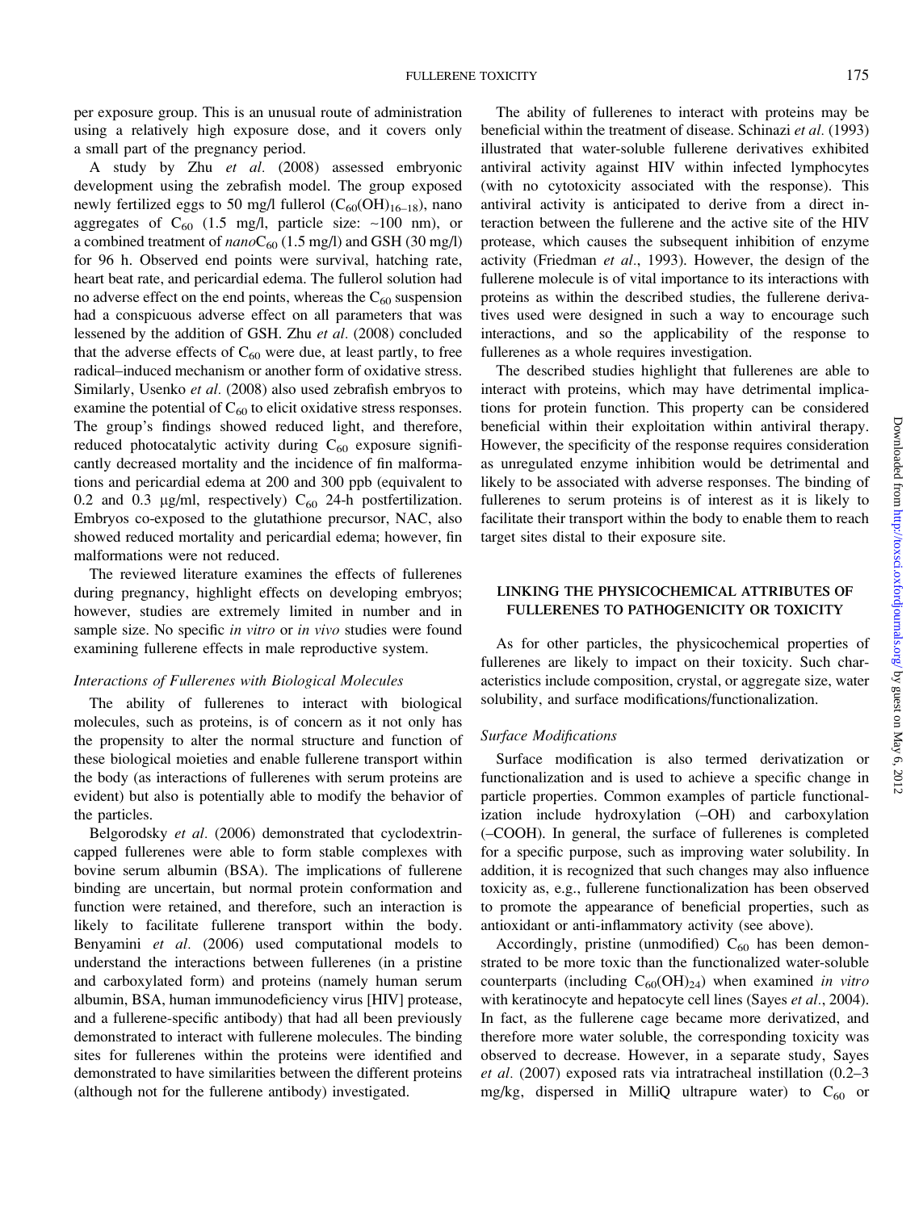per exposure group. This is an unusual route of administration using a relatively high exposure dose, and it covers only a small part of the pregnancy period.

A study by Zhu *et al.* (2008) assessed embryonic development using the zebrafish model. The group exposed newly fertilized eggs to 50 mg/l fullerol ($C_{60}(OH)_{16-18}$), nano aggregates of $C_{60}$ (1.5 mg/l, particle size: ~100 nm), or a combined treatment of *nano*$C_{60}$ (1.5 mg/l) and GSH (30 mg/l) for 96 h. Observed end points were survival, hatching rate, heart beat rate, and pericardial edema. The fullerol solution had no adverse effect on the end points, whereas the $C_{60}$ suspension had a conspicuous adverse effect on all parameters that was lessened by the addition of GSH. Zhu *et al.* (2008) concluded that the adverse effects of $C_{60}$ were due, at least partly, to free radical–induced mechanism or another form of oxidative stress. Similarly, Usenko *et al.* (2008) also used zebrafish embryos to examine the potential of $C_{60}$ to elicit oxidative stress responses. The group's findings showed reduced light, and therefore, reduced photocatalytic activity during $C_{60}$ exposure significantly decreased mortality and the incidence of fin malformations and pericardial edema at 200 and 300 ppb (equivalent to 0.2 and 0.3 μg/ml, respectively) $C_{60}$ 24-h postfertilization. Embryos co-exposed to the glutathione precursor, NAC, also showed reduced mortality and pericardial edema; however, fin malformations were not reduced.

The reviewed literature examines the effects of fullerenes during pregnancy, highlight effects on developing embryos; however, studies are extremely limited in number and in sample size. No specific *in vitro* or *in vivo* studies were found examining fullerene effects in male reproductive system.

### *Interactions of Fullerenes with Biological Molecules*

The ability of fullerenes to interact with biological molecules, such as proteins, is of concern as it not only has the propensity to alter the normal structure and function of these biological moieties and enable fullerene transport within the body (as interactions of fullerenes with serum proteins are evident) but also is potentially able to modify the behavior of the particles.

Belgorodsky *et al.* (2006) demonstrated that cyclodextrin-capped fullerenes were able to form stable complexes with bovine serum albumin (BSA). The implications of fullerene binding are uncertain, but normal protein conformation and function were retained, and therefore, such an interaction is likely to facilitate fullerene transport within the body. Benyamini *et al.* (2006) used computational models to understand the interactions between fullerenes (in a pristine and carboxylated form) and proteins (namely human serum albumin, BSA, human immunodeficiency virus [HIV] protease, and a fullerene-specific antibody) that had all been previously demonstrated to interact with fullerene molecules. The binding sites for fullerenes within the proteins were identified and demonstrated to have similarities between the different proteins (although not for the fullerene antibody) investigated.

The ability of fullerenes to interact with proteins may be beneficial within the treatment of disease. Schinazi *et al.* (1993) illustrated that water-soluble fullerene derivatives exhibited antiviral activity against HIV within infected lymphocytes (with no cytotoxicity associated with the response). This antiviral activity is anticipated to derive from a direct interaction between the fullerene and the active site of the HIV protease, which causes the subsequent inhibition of enzyme activity (Friedman *et al.*, 1993). However, the design of the fullerene molecule is of vital importance to its interactions with proteins as within the described studies, the fullerene derivatives used were designed in such a way to encourage such interactions, and so the applicability of the response to fullerenes as a whole requires investigation.

The described studies highlight that fullerenes are able to interact with proteins, which may have detrimental implications for protein function. This property can be considered beneficial within their exploitation within antiviral therapy. However, the specificity of the response requires consideration as unregulated enzyme inhibition would be detrimental and likely to be associated with adverse responses. The binding of fullerenes to serum proteins is of interest as it is likely to facilitate their transport within the body to enable them to reach target sites distal to their exposure site.

## LINKING THE PHYSICOCHEMICAL ATTRIBUTES OF FULLERENES TO PATHOGENICITY OR TOXICITY

As for other particles, the physicochemical properties of fullerenes are likely to impact on their toxicity. Such characteristics include composition, crystal, or aggregate size, water solubility, and surface modifications/functionalization.

### *Surface Modifications*

Surface modification is also termed derivatization or functionalization and is used to achieve a specific change in particle properties. Common examples of particle functionalization include hydroxylation (–OH) and carboxylation (–COOH). In general, the surface of fullerenes is completed for a specific purpose, such as improving water solubility. In addition, it is recognized that such changes may also influence toxicity as, e.g., fullerene functionalization has been observed to promote the appearance of beneficial properties, such as antioxidant or anti-inflammatory activity (see above).

Accordingly, pristine (unmodified) $C_{60}$ has been demonstrated to be more toxic than the functionalized water-soluble counterparts (including $C_{60}(OH)_{24}$) when examined *in vitro* with keratinocyte and hepatocyte cell lines (Sayes *et al.*, 2004). In fact, as the fullerene cage became more derivatized, and therefore more water soluble, the corresponding toxicity was observed to decrease. However, in a separate study, Sayes *et al.* (2007) exposed rats via intratracheal instillation (0.2–3 mg/kg, dispersed in MilliQ ultrapure water) to $C_{60}$ or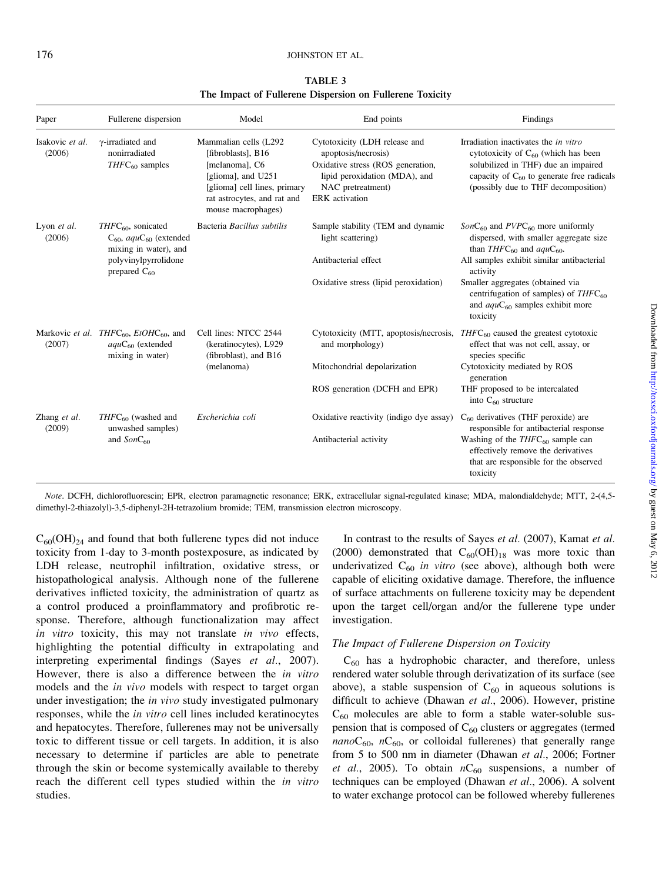**TABLE 3**
**The Impact of Fullerene Dispersion on Fullerene Toxicity**

| Paper | Fullerene dispersion | Model | End points | Findings |
|---|---|---|---|---|
| Isakovic *et al.* (2006) | γ-irradiated and nonirradiated *THF*$C_{60}$ samples | Mammalian cells (L292 [fibroblasts], B16 [melanoma], C6 [glioma], and U251 [glioma] cell lines, primary rat astrocytes, and rat and mouse macrophages) | Cytotoxicity (LDH release and apoptosis/necrosis)<br>Oxidative stress (ROS generation, lipid peroxidation (MDA), and NAC pretreatment)<br>ERK activation | Irradiation inactivates the *in vitro* cytotoxicity of $C_{60}$ (which has been solubilized in THF) due an impaired capacity of $C_{60}$ to generate free radicals (possibly due to THF decomposition) |
| Lyon *et al.* (2006) | *THF*$C_{60}$, sonicated $C_{60}$, *aqu*$C_{60}$ (extended mixing in water), and polyvinylpyrrolidone prepared $C_{60}$ | Bacteria *Bacillus subtilis* | Sample stability (TEM and dynamic light scattering) | *Son*$C_{60}$ and *PVP*$C_{60}$ more uniformly dispersed, with smaller aggregate size than *THF*$C_{60}$ and *aqu*$C_{60}$. |
| | | | Antibacterial effect | All samples exhibit similar antibacterial activity |
| | | | Oxidative stress (lipid peroxidation) | Smaller aggregates (obtained via centrifugation of samples) of *THF*$C_{60}$ and *aqu*$C_{60}$ samples exhibit more toxicity |
| Markovic *et al.* (2007) | *THF*$C_{60}$, *EtOH*$C_{60}$, and *aqu*$C_{60}$ (extended mixing in water) | Cell lines: NTCC 2544 (keratinocytes), L929 (fibroblast), and B16 (melanoma) | Cytotoxicity (MTT, apoptosis/necrosis, and morphology) | *THF*$C_{60}$ caused the greatest cytotoxic effect that was not cell, assay, or species specific |
| | | | Mitochondrial depolarization | Cytotoxicity mediated by ROS generation |
| | | | ROS generation (DCFH and EPR) | THF proposed to be intercalated into $C_{60}$ structure |
| Zhang *et al.* (2009) | *THF*$C_{60}$ (washed and unwashed samples) and *Son*$C_{60}$ | *Escherichia coli* | Oxidative reactivity (indigo dye assay) | $C_{60}$ derivatives (THF peroxide) are responsible for antibacterial response |
| | | | Antibacterial activity | Washing of the *THF*$C_{60}$ sample can effectively remove the derivatives that are responsible for the observed toxicity |

*Note*. DCFH, dichlorofluorescin; EPR, electron paramagnetic resonance; ERK, extracellular signal-regulated kinase; MDA, malondialdehyde; MTT, 2-(4,5-dimethyl-2-thiazolyl)-3,5-diphenyl-2H-tetrazolium bromide; TEM, transmission electron microscopy.

$C_{60}(OH)_{24}$ and found that both fullerene types did not induce toxicity from 1-day to 3-month postexposure, as indicated by LDH release, neutrophil infiltration, oxidative stress, or histopathological analysis. Although none of the fullerene derivatives inflicted toxicity, the administration of quartz as a control produced a proinflammatory and profibrotic response. Therefore, although functionalization may affect *in vitro* toxicity, this may not translate *in vivo* effects, highlighting the potential difficulty in extrapolating and interpreting experimental findings (Sayes *et al*., 2007). However, there is also a difference between the *in vitro* models and the *in vivo* models with respect to target organ under investigation; the *in vivo* study investigated pulmonary responses, while the *in vitro* cell lines included keratinocytes and hepatocytes. Therefore, fullerenes may not be universally toxic to different tissue or cell targets. In addition, it is also necessary to determine if particles are able to penetrate through the skin or become systemically available to thereby reach the different cell types studied within the *in vitro* studies.

In contrast to the results of Sayes *et al*. (2007), Kamat *et al*. (2000) demonstrated that $C_{60}(OH)_{18}$ was more toxic than underivatized $C_{60}$ *in vitro* (see above), although both were capable of eliciting oxidative damage. Therefore, the influence of surface attachments on fullerene toxicity may be dependent upon the target cell/organ and/or the fullerene type under investigation.

### *The Impact of Fullerene Dispersion on Toxicity*

$C_{60}$ has a hydrophobic character, and therefore, unless rendered water soluble through derivatization of its surface (see above), a stable suspension of $C_{60}$ in aqueous solutions is difficult to achieve (Dhawan *et al*., 2006). However, pristine $C_{60}$ molecules are able to form a stable water-soluble suspension that is composed of $C_{60}$ clusters or aggregates (termed *nano*$C_{60}$, *n*$C_{60}$, or colloidal fullerenes) that generally range from 5 to 500 nm in diameter (Dhawan *et al*., 2006; Fortner *et al*., 2005). To obtain *n*$C_{60}$ suspensions, a number of techniques can be employed (Dhawan *et al*., 2006). A solvent to water exchange protocol can be followed whereby fullerenes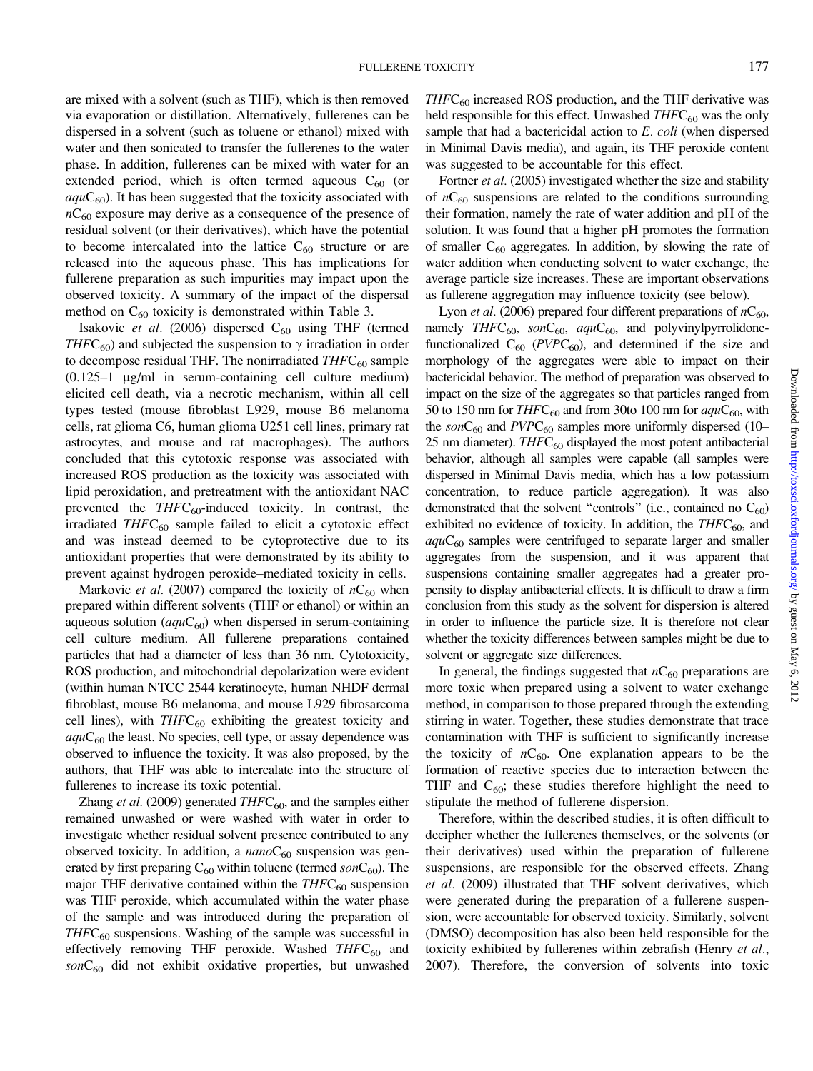are mixed with a solvent (such as THF), which is then removed via evaporation or distillation. Alternatively, fullerenes can be dispersed in a solvent (such as toluene or ethanol) mixed with water and then sonicated to transfer the fullerenes to the water phase. In addition, fullerenes can be mixed with water for an extended period, which is often termed aqueous $C_{60}$ (or *aqu*$C_{60}$). It has been suggested that the toxicity associated with *n*$C_{60}$ exposure may derive as a consequence of the presence of residual solvent (or their derivatives), which have the potential to become intercalated into the lattice $C_{60}$ structure or are released into the aqueous phase. This has implications for fullerene preparation as such impurities may impact upon the observed toxicity. A summary of the impact of the dispersal method on $C_{60}$ toxicity is demonstrated within Table 3.

Isakovic *et al.* (2006) dispersed $C_{60}$ using THF (termed *THF*$C_{60}$) and subjected the suspension to γ irradiation in order to decompose residual THF. The nonirradiated *THF*$C_{60}$ sample (0.125–1 μg/ml in serum-containing cell culture medium) elicited cell death, via a necrotic mechanism, within all cell types tested (mouse fibroblast L929, mouse B6 melanoma cells, rat glioma C6, human glioma U251 cell lines, primary rat astrocytes, and mouse and rat macrophages). The authors concluded that this cytotoxic response was associated with increased ROS production as the toxicity was associated with lipid peroxidation, and pretreatment with the antioxidant NAC prevented the *THF*$C_{60}$-induced toxicity. In contrast, the irradiated *THF*$C_{60}$ sample failed to elicit a cytotoxic effect and was instead deemed to be cytoprotective due to its antioxidant properties that were demonstrated by its ability to prevent against hydrogen peroxide–mediated toxicity in cells.

Markovic *et al.* (2007) compared the toxicity of *n*$C_{60}$ when prepared within different solvents (THF or ethanol) or within an aqueous solution (*aqu*$C_{60}$) when dispersed in serum-containing cell culture medium. All fullerene preparations contained particles that had a diameter of less than 36 nm. Cytotoxicity, ROS production, and mitochondrial depolarization were evident (within human NTCC 2544 keratinocyte, human NHDF dermal fibroblast, mouse B6 melanoma, and mouse L929 fibrosarcoma cell lines), with *THF*$C_{60}$ exhibiting the greatest toxicity and *aqu*$C_{60}$ the least. No species, cell type, or assay dependence was observed to influence the toxicity. It was also proposed, by the authors, that THF was able to intercalate into the structure of fullerenes to increase its toxic potential.

Zhang *et al.* (2009) generated *THF*$C_{60}$, and the samples either remained unwashed or were washed with water in order to investigate whether residual solvent presence contributed to any observed toxicity. In addition, a *nano*$C_{60}$ suspension was generated by first preparing $C_{60}$ within toluene (termed *son*$C_{60}$). The major THF derivative contained within the *THF*$C_{60}$ suspension was THF peroxide, which accumulated within the water phase of the sample and was introduced during the preparation of *THF*$C_{60}$ suspensions. Washing of the sample was successful in effectively removing THF peroxide. Washed *THF*$C_{60}$ and *son*$C_{60}$ did not exhibit oxidative properties, but unwashed *THF*$C_{60}$ increased ROS production, and the THF derivative was held responsible for this effect. Unwashed *THF*$C_{60}$ was the only sample that had a bactericidal action to *E. coli* (when dispersed in Minimal Davis media), and again, its THF peroxide content was suggested to be accountable for this effect.

Fortner *et al.* (2005) investigated whether the size and stability of *n*$C_{60}$ suspensions are related to the conditions surrounding their formation, namely the rate of water addition and pH of the solution. It was found that a higher pH promotes the formation of smaller $C_{60}$ aggregates. In addition, by slowing the rate of water addition when conducting solvent to water exchange, the average particle size increases. These are important observations as fullerene aggregation may influence toxicity (see below).

Lyon *et al.* (2006) prepared four different preparations of *n*$C_{60}$, namely *THF*$C_{60}$, *son*$C_{60}$, *aqu*$C_{60}$, and polyvinylpyrrolidone-functionalized $C_{60}$ (*PVP*$C_{60}$), and determined if the size and morphology of the aggregates were able to impact on their bactericidal behavior. The method of preparation was observed to impact on the size of the aggregates so that particles ranged from 50 to 150 nm for *THF*$C_{60}$ and from 30to 100 nm for *aqu*$C_{60}$, with the *son*$C_{60}$ and *PVP*$C_{60}$ samples more uniformly dispersed (10–25 nm diameter). *THF*$C_{60}$ displayed the most potent antibacterial behavior, although all samples were capable (all samples were dispersed in Minimal Davis media, which has a low potassium concentration, to reduce particle aggregation). It was also demonstrated that the solvent "controls" (i.e., contained no $C_{60}$) exhibited no evidence of toxicity. In addition, the *THF*$C_{60}$, and *aqu*$C_{60}$ samples were centrifuged to separate larger and smaller aggregates from the suspension, and it was apparent that suspensions containing smaller aggregates had a greater propensity to display antibacterial effects. It is difficult to draw a firm conclusion from this study as the solvent for dispersion is altered in order to influence the particle size. It is therefore not clear whether the toxicity differences between samples might be due to solvent or aggregate size differences.

In general, the findings suggested that *n*$C_{60}$ preparations are more toxic when prepared using a solvent to water exchange method, in comparison to those prepared through the extending stirring in water. Together, these studies demonstrate that trace contamination with THF is sufficient to significantly increase the toxicity of *n*$C_{60}$. One explanation appears to be the formation of reactive species due to interaction between the THF and $C_{60}$; these studies therefore highlight the need to stipulate the method of fullerene dispersion.

Therefore, within the described studies, it is often difficult to decipher whether the fullerenes themselves, or the solvents (or their derivatives) used within the preparation of fullerene suspensions, are responsible for the observed effects. Zhang *et al.* (2009) illustrated that THF solvent derivatives, which were generated during the preparation of a fullerene suspension, were accountable for observed toxicity. Similarly, solvent (DMSO) decomposition has also been held responsible for the toxicity exhibited by fullerenes within zebrafish (Henry *et al.*, 2007). Therefore, the conversion of solvents into toxic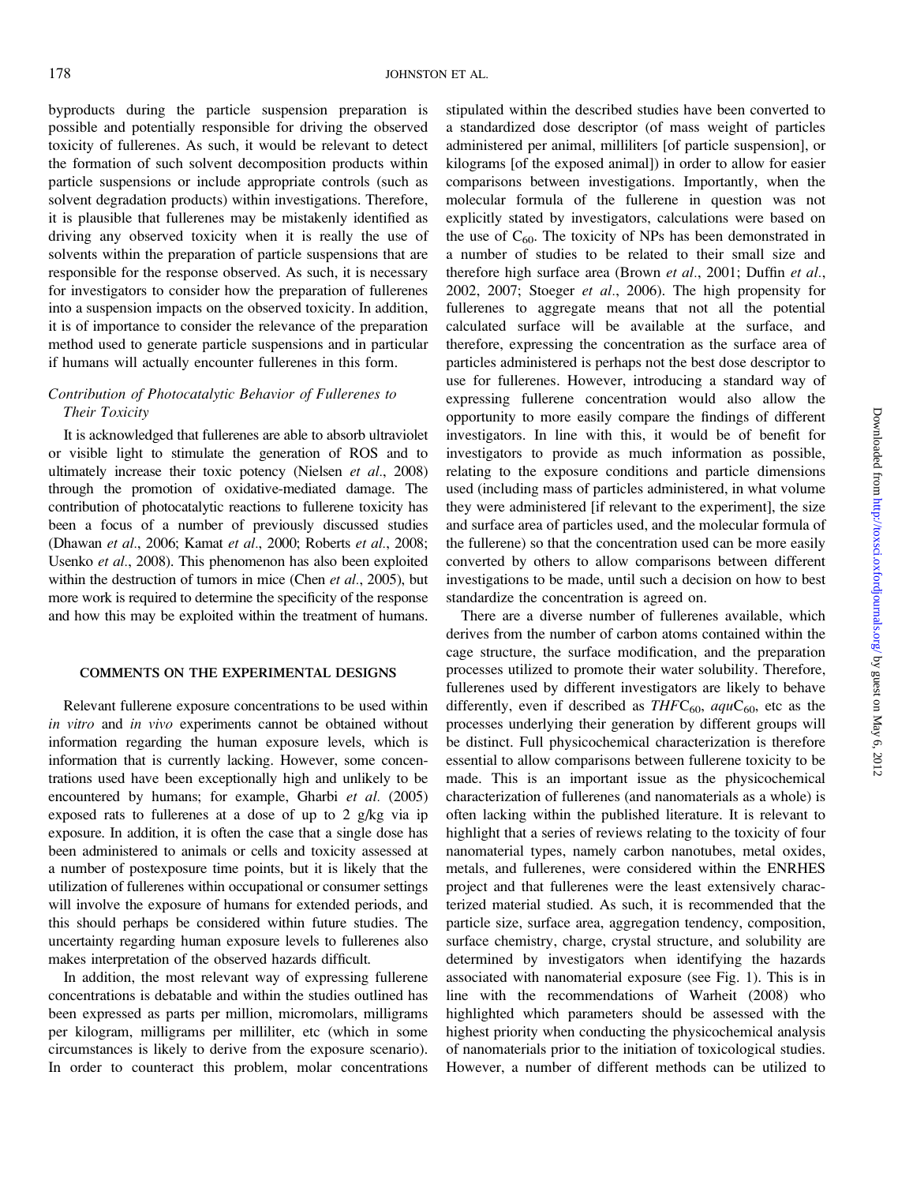byproducts during the particle suspension preparation is possible and potentially responsible for driving the observed toxicity of fullerenes. As such, it would be relevant to detect the formation of such solvent decomposition products within particle suspensions or include appropriate controls (such as solvent degradation products) within investigations. Therefore, it is plausible that fullerenes may be mistakenly identified as driving any observed toxicity when it is really the use of solvents within the preparation of particle suspensions that are responsible for the response observed. As such, it is necessary for investigators to consider how the preparation of fullerenes into a suspension impacts on the observed toxicity. In addition, it is of importance to consider the relevance of the preparation method used to generate particle suspensions and in particular if humans will actually encounter fullerenes in this form.

### *Contribution of Photocatalytic Behavior of Fullerenes to Their Toxicity*

It is acknowledged that fullerenes are able to absorb ultraviolet or visible light to stimulate the generation of ROS and to ultimately increase their toxic potency (Nielsen *et al.*, 2008) through the promotion of oxidative-mediated damage. The contribution of photocatalytic reactions to fullerene toxicity has been a focus of a number of previously discussed studies (Dhawan *et al.*, 2006; Kamat *et al.*, 2000; Roberts *et al.*, 2008; Usenko *et al.*, 2008). This phenomenon has also been exploited within the destruction of tumors in mice (Chen *et al.*, 2005), but more work is required to determine the specificity of the response and how this may be exploited within the treatment of humans.

## COMMENTS ON THE EXPERIMENTAL DESIGNS

Relevant fullerene exposure concentrations to be used within *in vitro* and *in vivo* experiments cannot be obtained without information regarding the human exposure levels, which is information that is currently lacking. However, some concentrations used have been exceptionally high and unlikely to be encountered by humans; for example, Gharbi *et al.* (2005) exposed rats to fullerenes at a dose of up to 2 g/kg via ip exposure. In addition, it is often the case that a single dose has been administered to animals or cells and toxicity assessed at a number of postexposure time points, but it is likely that the utilization of fullerenes within occupational or consumer settings will involve the exposure of humans for extended periods, and this should perhaps be considered within future studies. The uncertainty regarding human exposure levels to fullerenes also makes interpretation of the observed hazards difficult.

In addition, the most relevant way of expressing fullerene concentrations is debatable and within the studies outlined has been expressed as parts per million, micromolars, milligrams per kilogram, milligrams per milliliter, etc (which in some circumstances is likely to derive from the exposure scenario). In order to counteract this problem, molar concentrations stipulated within the described studies have been converted to a standardized dose descriptor (of mass weight of particles administered per animal, milliliters [of particle suspension], or kilograms [of the exposed animal]) in order to allow for easier comparisons between investigations. Importantly, when the molecular formula of the fullerene in question was not explicitly stated by investigators, calculations were based on the use of $C_{60}$. The toxicity of NPs has been demonstrated in a number of studies to be related to their small size and therefore high surface area (Brown *et al.*, 2001; Duffin *et al.*, 2002, 2007; Stoeger *et al.*, 2006). The high propensity for fullerenes to aggregate means that not all the potential calculated surface will be available at the surface, and therefore, expressing the concentration as the surface area of particles administered is perhaps not the best dose descriptor to use for fullerenes. However, introducing a standard way of expressing fullerene concentration would also allow the opportunity to more easily compare the findings of different investigators. In line with this, it would be of benefit for investigators to provide as much information as possible, relating to the exposure conditions and particle dimensions used (including mass of particles administered, in what volume they were administered [if relevant to the experiment], the size and surface area of particles used, and the molecular formula of the fullerene) so that the concentration used can be more easily converted by others to allow comparisons between different investigations to be made, until such a decision on how to best standardize the concentration is agreed on.

There are a diverse number of fullerenes available, which derives from the number of carbon atoms contained within the cage structure, the surface modification, and the preparation processes utilized to promote their water solubility. Therefore, fullerenes used by different investigators are likely to behave differently, even if described as *THF*$C_{60}$, *aqu*$C_{60}$, etc as the processes underlying their generation by different groups will be distinct. Full physicochemical characterization is therefore essential to allow comparisons between fullerene toxicity to be made. This is an important issue as the physicochemical characterization of fullerenes (and nanomaterials as a whole) is often lacking within the published literature. It is relevant to highlight that a series of reviews relating to the toxicity of four nanomaterial types, namely carbon nanotubes, metal oxides, metals, and fullerenes, were considered within the ENRHES project and that fullerenes were the least extensively characterized material studied. As such, it is recommended that the particle size, surface area, aggregation tendency, composition, surface chemistry, charge, crystal structure, and solubility are determined by investigators when identifying the hazards associated with nanomaterial exposure (see Fig. 1). This is in line with the recommendations of Warheit (2008) who highlighted which parameters should be assessed with the highest priority when conducting the physicochemical analysis of nanomaterials prior to the initiation of toxicological studies. However, a number of different methods can be utilized to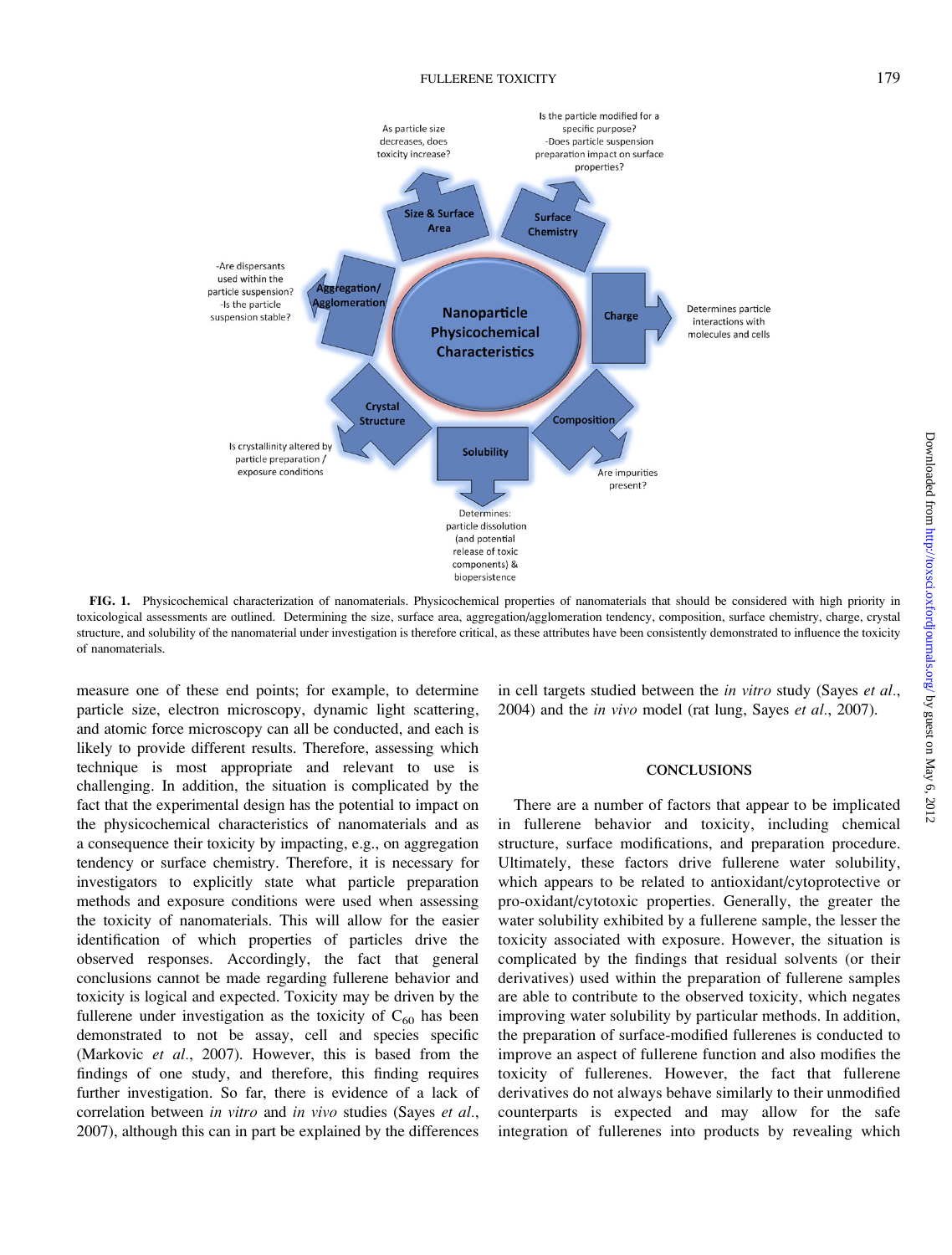As particle size decreases, does toxicity increase?

Size & Surface Area

Is the particle modified for a specific purpose?
-Does particle suspension preparation impact on surface properties?

Surface Chemistry

-Are dispersants used within the particle suspension?
-Is the particle suspension stable?

Aggregation/ Agglomeration

Nanoparticle Physicochemical Characteristics

Charge

Determines particle interactions with molecules and cells

Crystal Structure

Is crystallinity altered by particle preparation / exposure conditions

Composition

Are impurities present?

Solubility

Determines: particle dissolution (and potential release of toxic components) & biopersistence

FIG. 1. Physicochemical characterization of nanomaterials. Physicochemical properties of nanomaterials that should be considered with high priority in toxicological assessments are outlined. Determining the size, surface area, aggregation/agglomeration tendency, composition, surface chemistry, charge, crystal structure, and solubility of the nanomaterial under investigation is therefore critical, as these attributes have been consistently demonstrated to influence the toxicity of nanomaterials.

measure one of these end points; for example, to determine particle size, electron microscopy, dynamic light scattering, and atomic force microscopy can all be conducted, and each is likely to provide different results. Therefore, assessing which technique is most appropriate and relevant to use is challenging. In addition, the situation is complicated by the fact that the experimental design has the potential to impact on the physicochemical characteristics of nanomaterials and as a consequence their toxicity by impacting, e.g., on aggregation tendency or surface chemistry. Therefore, it is necessary for investigators to explicitly state what particle preparation methods and exposure conditions were used when assessing the toxicity of nanomaterials. This will allow for the easier identification of which properties of particles drive the observed responses. Accordingly, the fact that general conclusions cannot be made regarding fullerene behavior and toxicity is logical and expected. Toxicity may be driven by the fullerene under investigation as the toxicity of $C_{60}$ has been demonstrated to not be assay, cell and species specific (Markovic *et al.*, 2007). However, this is based from the findings of one study, and therefore, this finding requires further investigation. So far, there is evidence of a lack of correlation between *in vitro* and *in vivo* studies (Sayes *et al.*, 2007), although this can in part be explained by the differences in cell targets studied between the *in vitro* study (Sayes *et al.*, 2004) and the *in vivo* model (rat lung, Sayes *et al.*, 2007).

## CONCLUSIONS

There are a number of factors that appear to be implicated in fullerene behavior and toxicity, including chemical structure, surface modifications, and preparation procedure. Ultimately, these factors drive fullerene water solubility, which appears to be related to antioxidant/cytoprotective or pro-oxidant/cytotoxic properties. Generally, the greater the water solubility exhibited by a fullerene sample, the lesser the toxicity associated with exposure. However, the situation is complicated by the findings that residual solvents (or their derivatives) used within the preparation of fullerene samples are able to contribute to the observed toxicity, which negates improving water solubility by particular methods. In addition, the preparation of surface-modified fullerenes is conducted to improve an aspect of fullerene function and also modifies the toxicity of fullerenes. However, the fact that fullerene derivatives do not always behave similarly to their unmodified counterparts is expected and may allow for the safe integration of fullerenes into products by revealing which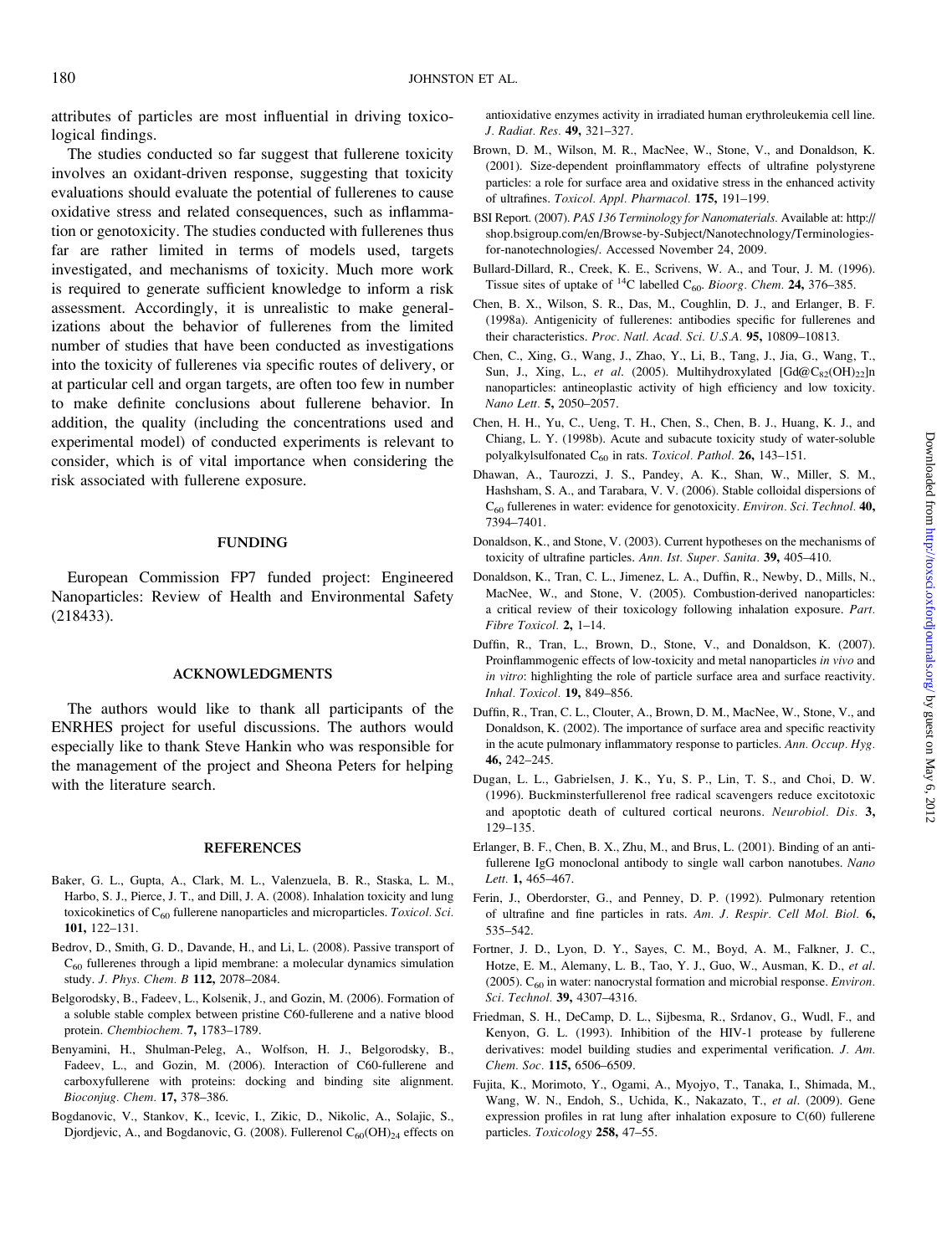attributes of particles are most influential in driving toxicological findings.

The studies conducted so far suggest that fullerene toxicity involves an oxidant-driven response, suggesting that toxicity evaluations should evaluate the potential of fullerenes to cause oxidative stress and related consequences, such as inflammation or genotoxicity. The studies conducted with fullerenes thus far are rather limited in terms of models used, targets investigated, and mechanisms of toxicity. Much more work is required to generate sufficient knowledge to inform a risk assessment. Accordingly, it is unrealistic to make generalizations about the behavior of fullerenes from the limited number of studies that have been conducted as investigations into the toxicity of fullerenes via specific routes of delivery, or at particular cell and organ targets, are often too few in number to make definite conclusions about fullerene behavior. In addition, the quality (including the concentrations used and experimental model) of conducted experiments is relevant to consider, which is of vital importance when considering the risk associated with fullerene exposure.

## FUNDING

European Commission FP7 funded project: Engineered Nanoparticles: Review of Health and Environmental Safety (218433).

## ACKNOWLEDGMENTS

The authors would like to thank all participants of the ENRHES project for useful discussions. The authors would especially like to thank Steve Hankin who was responsible for the management of the project and Sheona Peters for helping with the literature search.

## REFERENCES

Baker, G. L., Gupta, A., Clark, M. L., Valenzuela, B. R., Staska, L. M., Harbo, S. J., Pierce, J. T., and Dill, J. A. (2008). Inhalation toxicity and lung toxicokinetics of $C_{60}$ fullerene nanoparticles and microparticles. *Toxicol. Sci.* **101,** 122–131.

Bedrov, D., Smith, G. D., Davande, H., and Li, L. (2008). Passive transport of $C_{60}$ fullerenes through a lipid membrane: a molecular dynamics simulation study. *J. Phys. Chem. B* **112,** 2078–2084.

Belgorodsky, B., Fadeev, L., Kolsenik, J., and Gozin, M. (2006). Formation of a soluble stable complex between pristine C60-fullerene and a native blood protein. *Chembiochem.* **7,** 1783–1789.

Benyamini, H., Shulman-Peleg, A., Wolfson, H. J., Belgorodsky, B., Fadeev, L., and Gozin, M. (2006). Interaction of C60-fullerene and carboxyfullerene with proteins: docking and binding site alignment. *Bioconjug. Chem.* **17,** 378–386.

Bogdanovic, V., Stankov, K., Icevic, I., Zikic, D., Nikolic, A., Solajic, S., Djordjevic, A., and Bogdanovic, G. (2008). Fullerenol $C_{60}(OH)_{24}$ effects on antioxidative enzymes activity in irradiated human erythroleukemia cell line. *J. Radiat. Res.* **49,** 321–327.

Brown, D. M., Wilson, M. R., MacNee, W., Stone, V., and Donaldson, K. (2001). Size-dependent proinflammatory effects of ultrafine polystyrene particles: a role for surface area and oxidative stress in the enhanced activity of ultrafines. *Toxicol. Appl. Pharmacol.* **175,** 191–199.

BSI Report. (2007). *PAS 136 Terminology for Nanomaterials.* Available at: http://shop.bsigroup.com/en/Browse-by-Subject/Nanotechnology/Terminologies-for-nanotechnologies/. Accessed November 24, 2009.

Bullard-Dillard, R., Creek, K. E., Scrivens, W. A., and Tour, J. M. (1996). Tissue sites of uptake of $^{14}C$ labelled $C_{60}$. *Bioorg. Chem.* **24,** 376–385.

Chen, B. X., Wilson, S. R., Das, M., Coughlin, D. J., and Erlanger, B. F. (1998a). Antigenicity of fullerenes: antibodies specific for fullerenes and their characteristics. *Proc. Natl. Acad. Sci. U.S.A.* **95,** 10809–10813.

Chen, C., Xing, G., Wang, J., Zhao, Y., Li, B., Tang, J., Jia, G., Wang, T., Sun, J., Xing, L., *et al.* (2005). Multihydroxylated $[Gd@C_{82}(OH)_{22}]n$ nanoparticles: antineoplastic activity of high efficiency and low toxicity. *Nano Lett.* **5,** 2050–2057.

Chen, H. H., Yu, C., Ueng, T. H., Chen, S., Chen, B. J., Huang, K. J., and Chiang, L. Y. (1998b). Acute and subacute toxicity study of water-soluble polyalkylsulfonated $C_{60}$ in rats. *Toxicol. Pathol.* **26,** 143–151.

Dhawan, A., Taurozzi, J. S., Pandey, A. K., Shan, W., Miller, S. M., Hashsham, S. A., and Tarabara, V. V. (2006). Stable colloidal dispersions of $C_{60}$ fullerenes in water: evidence for genotoxicity. *Environ. Sci. Technol.* **40,** 7394–7401.

Donaldson, K., and Stone, V. (2003). Current hypotheses on the mechanisms of toxicity of ultrafine particles. *Ann. Ist. Super. Sanita.* **39,** 405–410.

Donaldson, K., Tran, C. L., Jimenez, L. A., Duffin, R., Newby, D., Mills, N., MacNee, W., and Stone, V. (2005). Combustion-derived nanoparticles: a critical review of their toxicology following inhalation exposure. *Part. Fibre Toxicol.* **2,** 1–14.

Duffin, R., Tran, L., Brown, D., Stone, V., and Donaldson, K. (2007). Proinflammogenic effects of low-toxicity and metal nanoparticles *in vivo* and *in vitro*: highlighting the role of particle surface area and surface reactivity. *Inhal. Toxicol.* **19,** 849–856.

Duffin, R., Tran, C. L., Clouter, A., Brown, D. M., MacNee, W., Stone, V., and Donaldson, K. (2002). The importance of surface area and specific reactivity in the acute pulmonary inflammatory response to particles. *Ann. Occup. Hyg.* **46,** 242–245.

Dugan, L. L., Gabrielsen, J. K., Yu, S. P., Lin, T. S., and Choi, D. W. (1996). Buckminsterfullerenol free radical scavengers reduce excitotoxic and apoptotic death of cultured cortical neurons. *Neurobiol. Dis.* **3,** 129–135.

Erlanger, B. F., Chen, B. X., Zhu, M., and Brus, L. (2001). Binding of an anti-fullerene IgG monoclonal antibody to single wall carbon nanotubes. *Nano Lett.* **1,** 465–467.

Ferin, J., Oberdorster, G., and Penney, D. P. (1992). Pulmonary retention of ultrafine and fine particles in rats. *Am. J. Respir. Cell Mol. Biol.* **6,** 535–542.

Fortner, J. D., Lyon, D. Y., Sayes, C. M., Boyd, A. M., Falkner, J. C., Hotze, E. M., Alemany, L. B., Tao, Y. J., Guo, W., Ausman, K. D., *et al.* (2005). $C_{60}$ in water: nanocrystal formation and microbial response. *Environ. Sci. Technol.* **39,** 4307–4316.

Friedman, S. H., DeCamp, D. L., Sijbesma, R., Srdanov, G., Wudl, F., and Kenyon, G. L. (1993). Inhibition of the HIV-1 protease by fullerene derivatives: model building studies and experimental verification. *J. Am. Chem. Soc.* **115,** 6506–6509.

Fujita, K., Morimoto, Y., Ogami, A., Myojyo, T., Tanaka, I., Shimada, M., Wang, W. N., Endoh, S., Uchida, K., Nakazato, T., *et al.* (2009). Gene expression profiles in rat lung after inhalation exposure to C(60) fullerene particles. *Toxicology* **258,** 47–55.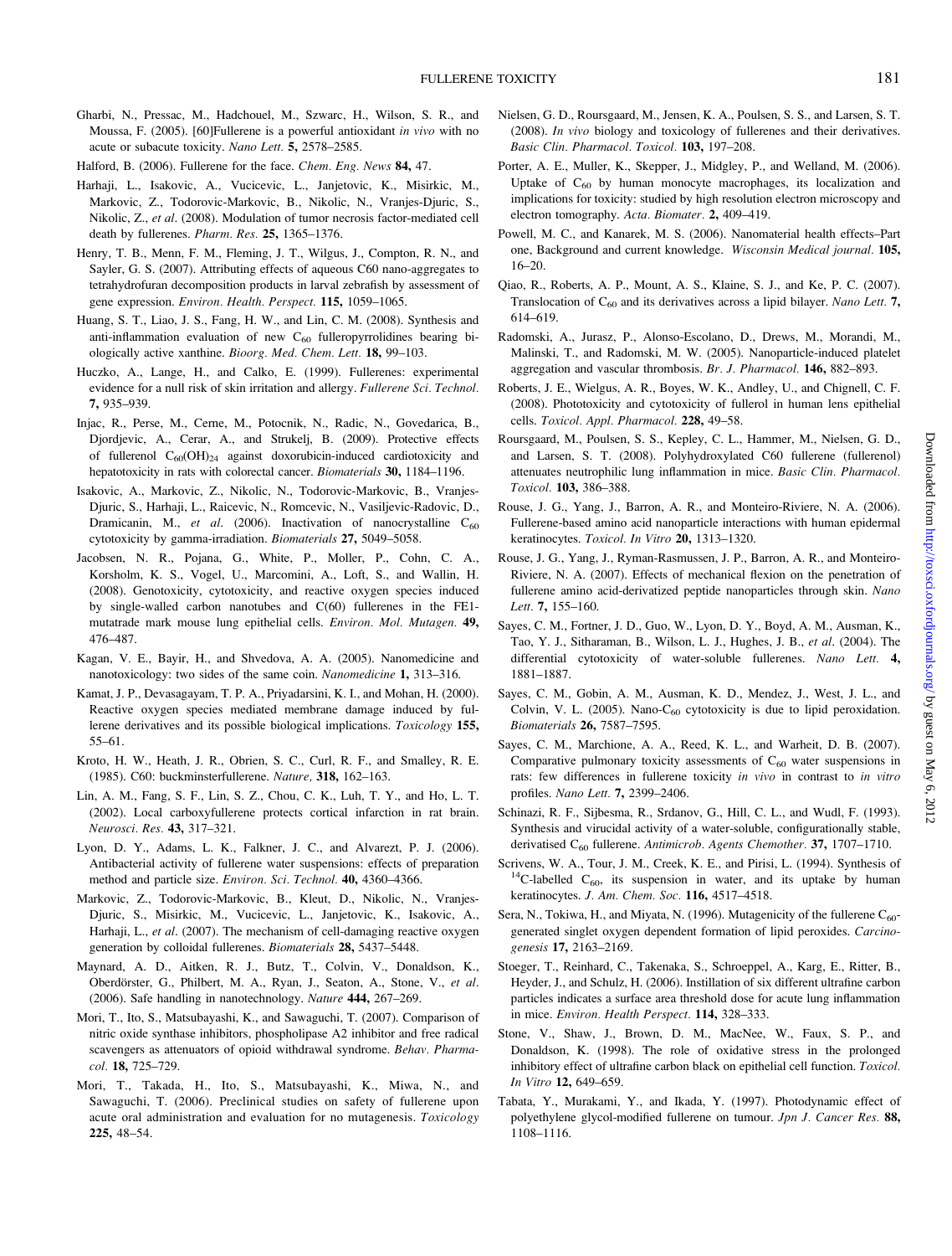Gharbi, N., Pressac, M., Hadchouel, M., Szwarc, H., Wilson, S. R., and Moussa, F. (2005). [60]Fullerene is a powerful antioxidant *in vivo* with no acute or subacute toxicity. *Nano Lett.* **5,** 2578–2585.

Halford, B. (2006). Fullerene for the face. *Chem. Eng. News* **84,** 47.

Harhaji, L., Isakovic, A., Vucicevic, L., Janjetovic, K., Misirkic, M., Markovic, Z., Todorovic-Markovic, B., Nikolic, N., Vranjes-Djuric, S., Nikolic, Z., *et al*. (2008). Modulation of tumor necrosis factor-mediated cell death by fullerenes. *Pharm. Res.* **25,** 1365–1376.

Henry, T. B., Menn, F. M., Fleming, J. T., Wilgus, J., Compton, R. N., and Sayler, G. S. (2007). Attributing effects of aqueous C60 nano-aggregates to tetrahydrofuran decomposition products in larval zebrafish by assessment of gene expression. *Environ. Health. Perspect.* **115,** 1059–1065.

Huang, S. T., Liao, J. S., Fang, H. W., and Lin, C. M. (2008). Synthesis and anti-inflammation evaluation of new $C_{60}$ fulleropyrrolidines bearing biologically active xanthine. *Bioorg. Med. Chem. Lett.* **18,** 99–103.

Huczko, A., Lange, H., and Calko, E. (1999). Fullerenes: experimental evidence for a null risk of skin irritation and allergy. *Fullerene Sci. Technol.* **7,** 935–939.

Injac, R., Perse, M., Cerne, M., Potocnik, N., Radic, N., Govedarica, B., Djordjevic, A., Cerar, A., and Strukelj, B. (2009). Protective effects of fullerenol $C_{60}(OH)_{24}$ against doxorubicin-induced cardiotoxicity and hepatotoxicity in rats with colorectal cancer. *Biomaterials* **30,** 1184–1196.

Isakovic, A., Markovic, Z., Nikolic, N., Todorovic-Markovic, B., Vranjes-Djuric, S., Harhaji, L., Raicevic, N., Romcevic, N., Vasiljevic-Radovic, D., Dramicanin, M., *et al*. (2006). Inactivation of nanocrystalline $C_{60}$ cytotoxicity by gamma-irradiation. *Biomaterials* **27,** 5049–5058.

Jacobsen, N. R., Pojana, G., White, P., Moller, P., Cohn, C. A., Korsholm, K. S., Vogel, U., Marcomini, A., Loft, S., and Wallin, H. (2008). Genotoxicity, cytotoxicity, and reactive oxygen species induced by single-walled carbon nanotubes and C(60) fullerenes in the FE1-mutatrade mark mouse lung epithelial cells. *Environ. Mol. Mutagen.* **49,** 476–487.

Kagan, V. E., Bayir, H., and Shvedova, A. A. (2005). Nanomedicine and nanotoxicology: two sides of the same coin. *Nanomedicine* **1,** 313–316.

Kamat, J. P., Devasagayam, T. P. A., Priyadarsini, K. I., and Mohan, H. (2000). Reactive oxygen species mediated membrane damage induced by fullerene derivatives and its possible biological implications. *Toxicology* **155,** 55–61.

Kroto, H. W., Heath, J. R., Obrien, S. C., Curl, R. F., and Smalley, R. E. (1985). C60: buckminsterfullerene. *Nature,* **318,** 162–163.

Lin, A. M., Fang, S. F., Lin, S. Z., Chou, C. K., Luh, T. Y., and Ho, L. T. (2002). Local carboxyfullerene protects cortical infarction in rat brain. *Neurosci. Res.* **43,** 317–321.

Lyon, D. Y., Adams, L. K., Falkner, J. C., and Alvarezt, P. J. (2006). Antibacterial activity of fullerene water suspensions: effects of preparation method and particle size. *Environ. Sci. Technol.* **40,** 4360–4366.

Markovic, Z., Todorovic-Markovic, B., Kleut, D., Nikolic, N., Vranjes-Djuric, S., Misirkic, M., Vucicevic, L., Janjetovic, K., Isakovic, A., Harhaji, L., *et al*. (2007). The mechanism of cell-damaging reactive oxygen generation by colloidal fullerenes. *Biomaterials* **28,** 5437–5448.

Maynard, A. D., Aitken, R. J., Butz, T., Colvin, V., Donaldson, K., Oberdörster, G., Philbert, M. A., Ryan, J., Seaton, A., Stone, V., *et al*. (2006). Safe handling in nanotechnology. *Nature* **444,** 267–269.

Mori, T., Ito, S., Matsubayashi, K., and Sawaguchi, T. (2007). Comparison of nitric oxide synthase inhibitors, phospholipase A2 inhibitor and free radical scavengers as attenuators of opioid withdrawal syndrome. *Behav. Pharmacol.* **18,** 725–729.

Mori, T., Takada, H., Ito, S., Matsubayashi, K., Miwa, N., and Sawaguchi, T. (2006). Preclinical studies on safety of fullerene upon acute oral administration and evaluation for no mutagenesis. *Toxicology* **225,** 48–54.

Nielsen, G. D., Roursgaard, M., Jensen, K. A., Poulsen, S. S., and Larsen, S. T. (2008). *In vivo* biology and toxicology of fullerenes and their derivatives. *Basic Clin. Pharmacol. Toxicol.* **103,** 197–208.

Porter, A. E., Muller, K., Skepper, J., Midgley, P., and Welland, M. (2006). Uptake of $C_{60}$ by human monocyte macrophages, its localization and implications for toxicity: studied by high resolution electron microscopy and electron tomography. *Acta. Biomater.* **2,** 409–419.

Powell, M. C., and Kanarek, M. S. (2006). Nanomaterial health effects–Part one, Background and current knowledge. *Wisconsin Medical journal.* **105,** 16–20.

Qiao, R., Roberts, A. P., Mount, A. S., Klaine, S. J., and Ke, P. C. (2007). Translocation of $C_{60}$ and its derivatives across a lipid bilayer. *Nano Lett.* **7,** 614–619.

Radomski, A., Jurasz, P., Alonso-Escolano, D., Drews, M., Morandi, M., Malinski, T., and Radomski, M. W. (2005). Nanoparticle-induced platelet aggregation and vascular thrombosis. *Br. J. Pharmacol.* **146,** 882–893.

Roberts, J. E., Wielgus, A. R., Boyes, W. K., Andley, U., and Chignell, C. F. (2008). Phototoxicity and cytotoxicity of fullerol in human lens epithelial cells. *Toxicol. Appl. Pharmacol.* **228,** 49–58.

Roursgaard, M., Poulsen, S. S., Kepley, C. L., Hammer, M., Nielsen, G. D., and Larsen, S. T. (2008). Polyhydroxylated C60 fullerene (fullerenol) attenuates neutrophilic lung inflammation in mice. *Basic Clin. Pharmacol. Toxicol.* **103,** 386–388.

Rouse, J. G., Yang, J., Barron, A. R., and Monteiro-Riviere, N. A. (2006). Fullerene-based amino acid nanoparticle interactions with human epidermal keratinocytes. *Toxicol. In Vitro* **20,** 1313–1320.

Rouse, J. G., Yang, J., Ryman-Rasmussen, J. P., Barron, A. R., and Monteiro-Riviere, N. A. (2007). Effects of mechanical flexion on the penetration of fullerene amino acid-derivatized peptide nanoparticles through skin. *Nano Lett.* **7,** 155–160.

Sayes, C. M., Fortner, J. D., Guo, W., Lyon, D. Y., Boyd, A. M., Ausman, K., Tao, Y. J., Sitharaman, B., Wilson, L. J., Hughes, J. B., *et al*. (2004). The differential cytotoxicity of water-soluble fullerenes. *Nano Lett.* **4,** 1881–1887.

Sayes, C. M., Gobin, A. M., Ausman, K. D., Mendez, J., West, J. L., and Colvin, V. L. (2005). Nano-$C_{60}$ cytotoxicity is due to lipid peroxidation. *Biomaterials* **26,** 7587–7595.

Sayes, C. M., Marchione, A. A., Reed, K. L., and Warheit, D. B. (2007). Comparative pulmonary toxicity assessments of $C_{60}$ water suspensions in rats: few differences in fullerene toxicity *in vivo* in contrast to *in vitro* profiles. *Nano Lett.* **7,** 2399–2406.

Schinazi, R. F., Sijbesma, R., Srdanov, G., Hill, C. L., and Wudl, F. (1993). Synthesis and virucidal activity of a water-soluble, configurationally stable, derivatised $C_{60}$ fullerene. *Antimicrob. Agents Chemother.* **37,** 1707–1710.

Scrivens, W. A., Tour, J. M., Creek, K. E., and Pirisi, L. (1994). Synthesis of $^{14}$C-labelled $C_{60}$, its suspension in water, and its uptake by human keratinocytes. *J. Am. Chem. Soc.* **116,** 4517–4518.

Sera, N., Tokiwa, H., and Miyata, N. (1996). Mutagenicity of the fullerene $C_{60}$-generated singlet oxygen dependent formation of lipid peroxides. *Carcinogenesis* **17,** 2163–2169.

Stoeger, T., Reinhard, C., Takenaka, S., Schroeppel, A., Karg, E., Ritter, B., Heyder, J., and Schulz, H. (2006). Instillation of six different ultrafine carbon particles indicates a surface area threshold dose for acute lung inflammation in mice. *Environ. Health Perspect.* **114,** 328–333.

Stone, V., Shaw, J., Brown, D. M., MacNee, W., Faux, S. P., and Donaldson, K. (1998). The role of oxidative stress in the prolonged inhibitory effect of ultrafine carbon black on epithelial cell function. *Toxicol. In Vitro* **12,** 649–659.

Tabata, Y., Murakami, Y., and Ikada, Y. (1997). Photodynamic effect of polyethylene glycol-modified fullerene on tumour. *Jpn J. Cancer Res.* **88,** 1108–1116.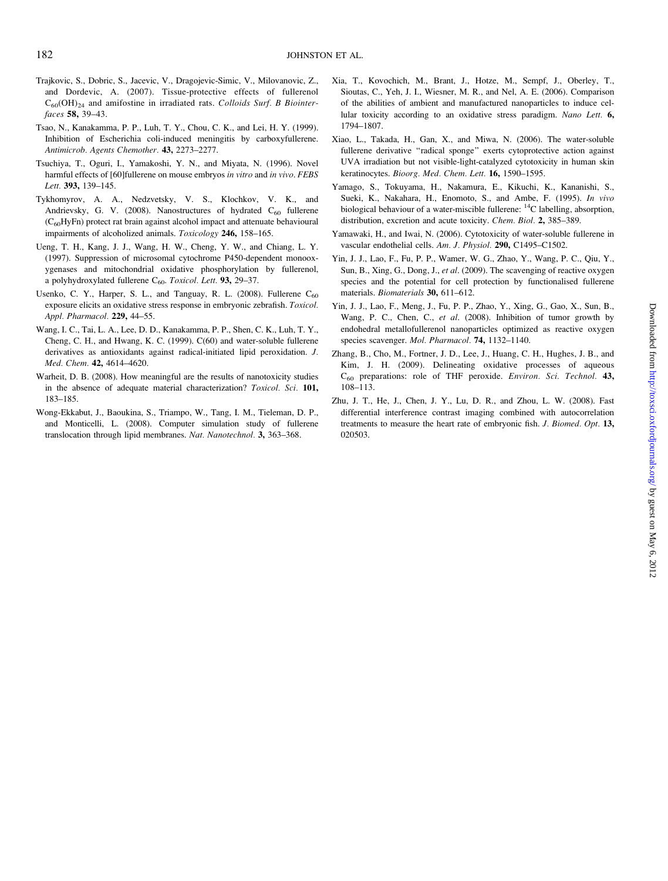Trajkovic, S., Dobric, S., Jacevic, V., Dragojevic-Simic, V., Milovanovic, Z., and Dordevic, A. (2007). Tissue-protective effects of fullerenol $C_{60}(OH)_{24}$ and amifostine in irradiated rats. *Colloids Surf. B Biointerfaces* **58,** 39–43.

Tsao, N., Kanakamma, P. P., Luh, T. Y., Chou, C. K., and Lei, H. Y. (1999). Inhibition of Escherichia coli-induced meningitis by carboxyfullerene. *Antimicrob. Agents Chemother.* **43,** 2273–2277.

Tsuchiya, T., Oguri, I., Yamakoshi, Y. N., and Miyata, N. (1996). Novel harmful effects of [60]fullerene on mouse embryos *in vitro* and *in vivo*. *FEBS Lett.* **393,** 139–145.

Tykhomyrov, A. A., Nedzvetsky, V. S., Klochkov, V. K., and Andrievsky, G. V. (2008). Nanostructures of hydrated $C_{60}$ fullerene ($C_{60}$HyFn) protect rat brain against alcohol impact and attenuate behavioural impairments of alcoholized animals. *Toxicology* **246,** 158–165.

Ueng, T. H., Kang, J. J., Wang, H. W., Cheng, Y. W., and Chiang, L. Y. (1997). Suppression of microsomal cytochrome P450-dependent monooxygenases and mitochondrial oxidative phosphorylation by fullerenol, a polyhydroxylated fullerene $C_{60}$. *Toxicol. Lett.* **93,** 29–37.

Usenko, C. Y., Harper, S. L., and Tanguay, R. L. (2008). Fullerene $C_{60}$ exposure elicits an oxidative stress response in embryonic zebrafish. *Toxicol. Appl. Pharmacol.* **229,** 44–55.

Wang, I. C., Tai, L. A., Lee, D. D., Kanakamma, P. P., Shen, C. K., Luh, T. Y., Cheng, C. H., and Hwang, K. C. (1999). C(60) and water-soluble fullerene derivatives as antioxidants against radical-initiated lipid peroxidation. *J. Med. Chem.* **42,** 4614–4620.

Warheit, D. B. (2008). How meaningful are the results of nanotoxicity studies in the absence of adequate material characterization? *Toxicol. Sci.* **101,** 183–185.

Wong-Ekkabut, J., Baoukina, S., Triampo, W., Tang, I. M., Tieleman, D. P., and Monticelli, L. (2008). Computer simulation study of fullerene translocation through lipid membranes. *Nat. Nanotechnol.* **3,** 363–368.

Xia, T., Kovochich, M., Brant, J., Hotze, M., Sempf, J., Oberley, T., Sioutas, C., Yeh, J. I., Wiesner, M. R., and Nel, A. E. (2006). Comparison of the abilities of ambient and manufactured nanoparticles to induce cellular toxicity according to an oxidative stress paradigm. *Nano Lett.* **6,** 1794–1807.

Xiao, L., Takada, H., Gan, X., and Miwa, N. (2006). The water-soluble fullerene derivative "radical sponge" exerts cytoprotective action against UVA irradiation but not visible-light-catalyzed cytotoxicity in human skin keratinocytes. *Bioorg. Med. Chem. Lett.* **16,** 1590–1595.

Yamago, S., Tokuyama, H., Nakamura, E., Kikuchi, K., Kananishi, S., Sueki, K., Nakahara, H., Enomoto, S., and Ambe, F. (1995). *In vivo* biological behaviour of a water-miscible fullerene: $^{14}$C labelling, absorption, distribution, excretion and acute toxicity. *Chem. Biol.* **2,** 385–389.

Yamawaki, H., and Iwai, N. (2006). Cytotoxicity of water-soluble fullerene in vascular endothelial cells. *Am. J. Physiol.* **290,** C1495–C1502.

Yin, J. J., Lao, F., Fu, P. P., Wamer, W. G., Zhao, Y., Wang, P. C., Qiu, Y., Sun, B., Xing, G., Dong, J., *et al*. (2009). The scavenging of reactive oxygen species and the potential for cell protection by functionalised fullerene materials. *Biomaterials* **30,** 611–612.

Yin, J. J., Lao, F., Meng, J., Fu, P. P., Zhao, Y., Xing, G., Gao, X., Sun, B., Wang, P. C., Chen, C., *et al*. (2008). Inhibition of tumor growth by endohedral metallofullerenol nanoparticles optimized as reactive oxygen species scavenger. *Mol. Pharmacol.* **74,** 1132–1140.

Zhang, B., Cho, M., Fortner, J. D., Lee, J., Huang, C. H., Hughes, J. B., and Kim, J. H. (2009). Delineating oxidative processes of aqueous $C_{60}$ preparations: role of THF peroxide. *Environ. Sci. Technol.* **43,** 108–113.

Zhu, J. T., He, J., Chen, J. Y., Lu, D. R., and Zhou, L. W. (2008). Fast differential interference contrast imaging combined with autocorrelation treatments to measure the heart rate of embryonic fish. *J. Biomed. Opt.* **13,** 020503.